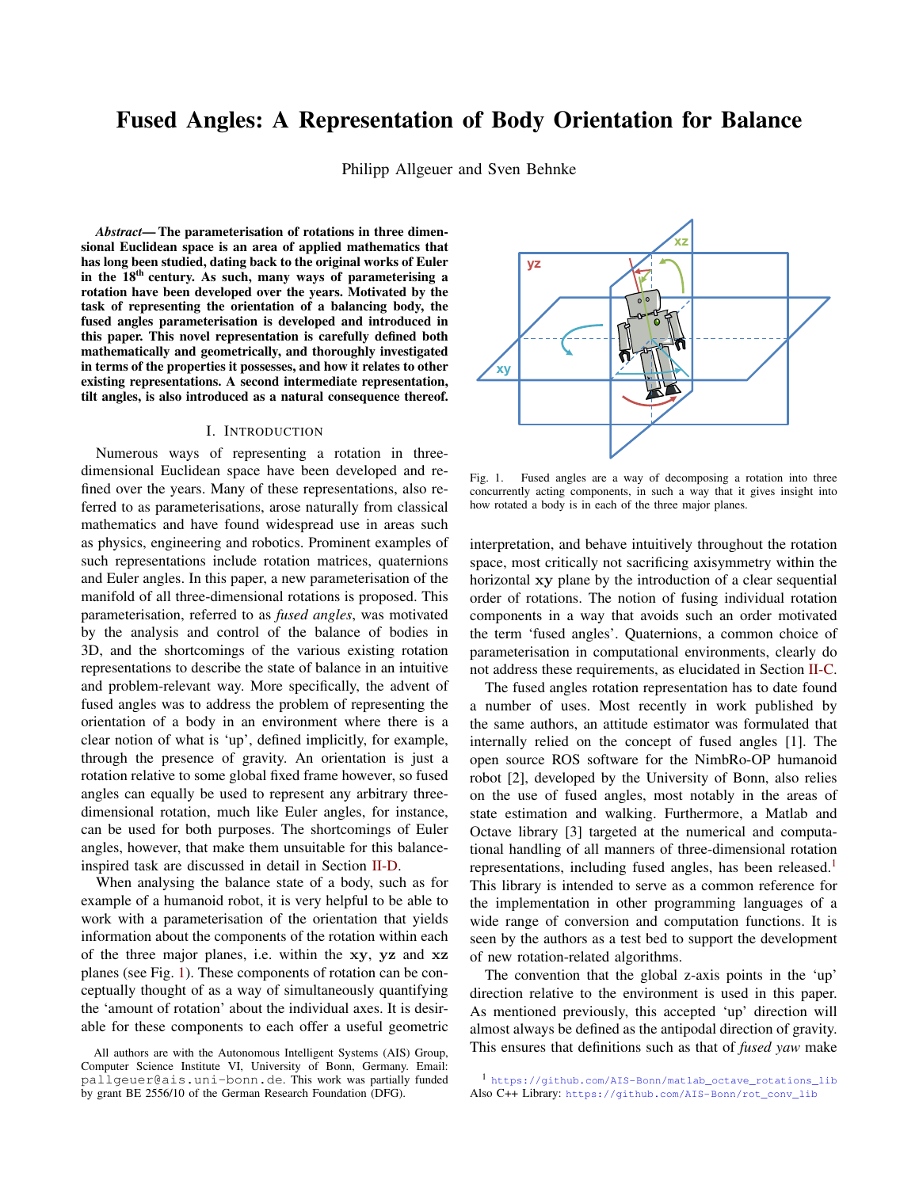# Fused Angles: A Representation of Body Orientation for Balance

Philipp Allgeuer and Sven Behnke

***Abstract*— The parameterisation of rotations in three dimensional Euclidean space is an area of applied mathematics that has long been studied, dating back to the original works of Euler in the 18th century. As such, many ways of parameterising a rotation have been developed over the years. Motivated by the task of representing the orientation of a balancing body, the fused angles parameterisation is developed and introduced in this paper. This novel representation is carefully defined both mathematically and geometrically, and thoroughly investigated in terms of the properties it possesses, and how it relates to other existing representations. A second intermediate representation, tilt angles, is also introduced as a natural consequence thereof.**

## I. Introduction

Numerous ways of representing a rotation in three-dimensional Euclidean space have been developed and refined over the years. Many of these representations, also referred to as parameterisations, arose naturally from classical mathematics and have found widespread use in areas such as physics, engineering and robotics. Prominent examples of such representations include rotation matrices, quaternions and Euler angles. In this paper, a new parameterisation of the manifold of all three-dimensional rotations is proposed. This parameterisation, referred to as *fused angles*, was motivated by the analysis and control of the balance of bodies in 3D, and the shortcomings of the various existing rotation representations to describe the state of balance in an intuitive and problem-relevant way. More specifically, the advent of fused angles was to address the problem of representing the orientation of a body in an environment where there is a clear notion of what is 'up', defined implicitly, for example, through the presence of gravity. An orientation is just a rotation relative to some global fixed frame however, so fused angles can equally be used to represent any arbitrary three-dimensional rotation, much like Euler angles, for instance, can be used for both purposes. The shortcomings of Euler angles, however, that make them unsuitable for this balance-inspired task are discussed in detail in Section II-D.

When analysing the balance state of a body, such as for example of a humanoid robot, it is very helpful to be able to work with a parameterisation of the orientation that yields information about the components of the rotation within each of the three major planes, i.e. within the $\mathbf{xy}$, $\mathbf{yz}$ and $\mathbf{xz}$ planes (see Fig. 1). These components of rotation can be conceptually thought of as a way of simultaneously quantifying the 'amount of rotation' about the individual axes. It is desirable for these components to each offer a useful geometric interpretation, and behave intuitively throughout the rotation space, most critically not sacrificing axisymmetry within the horizontal $\mathbf{xy}$ plane by the introduction of a clear sequential order of rotations. The notion of fusing individual rotation components in a way that avoids such an order motivated the term 'fused angles'. Quaternions, a common choice of parameterisation in computational environments, clearly do not address these requirements, as elucidated in Section II-C.

Fig. 1. Fused angles are a way of decomposing a rotation into three concurrently acting components, in such a way that it gives insight into how rotated a body is in each of the three major planes.

The fused angles rotation representation has to date found a number of uses. Most recently in work published by the same authors, an attitude estimator was formulated that internally relied on the concept of fused angles [1]. The open source ROS software for the NimbRo-OP humanoid robot [2], developed by the University of Bonn, also relies on the use of fused angles, most notably in the areas of state estimation and walking. Furthermore, a Matlab and Octave library [3] targeted at the numerical and computational handling of all manners of three-dimensional rotation representations, including fused angles, has been released.[1] This library is intended to serve as a common reference for the implementation in other programming languages of a wide range of conversion and computation functions. It is seen by the authors as a test bed to support the development of new rotation-related algorithms.

The convention that the global z-axis points in the 'up' direction relative to the environment is used in this paper. As mentioned previously, this accepted 'up' direction will almost always be defined as the antipodal direction of gravity. This ensures that definitions such as that of *fused yaw* make

All authors are with the Autonomous Intelligent Systems (AIS) Group, Computer Science Institute VI, University of Bonn, Germany. Email: pallgeuer@ais.uni-bonn.de. This work was partially funded by grant BE 2556/10 of the German Research Foundation (DFG).

[1] https://github.com/AIS-Bonn/matlab_octave_rotations_lib
Also C++ Library: https://github.com/AIS-Bonn/rot_conv_lib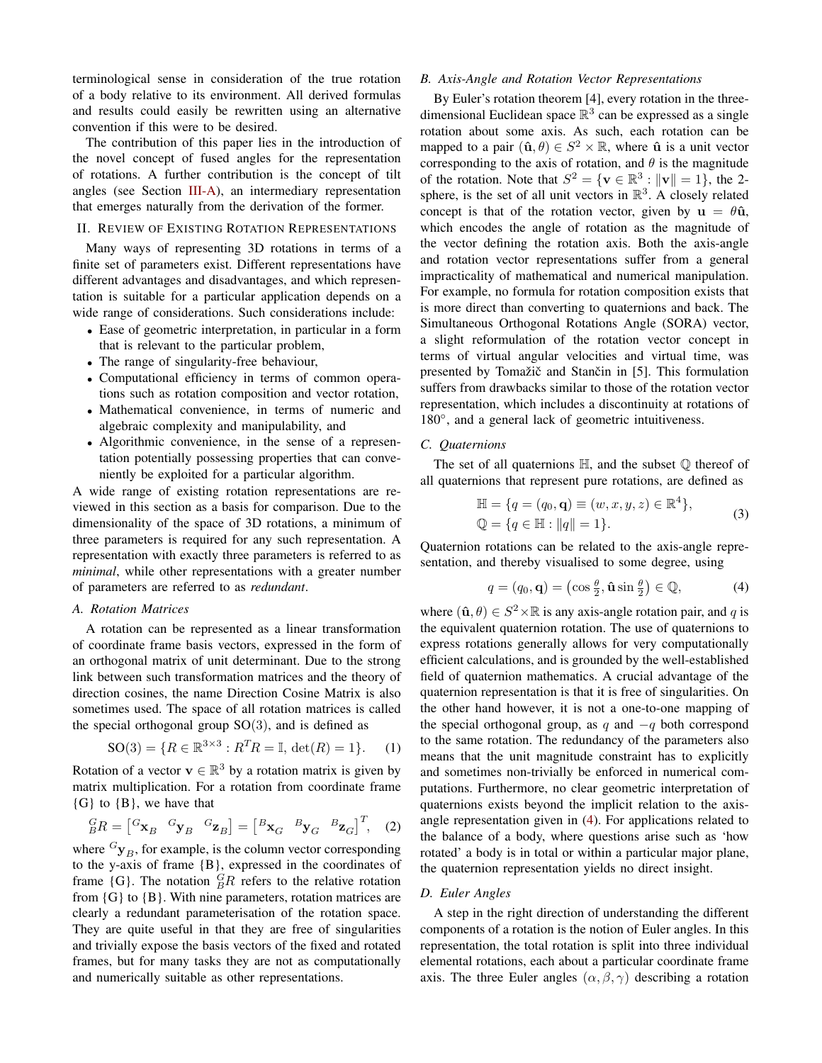terminological sense in consideration of the true rotation of a body relative to its environment. All derived formulas and results could easily be rewritten using an alternative convention if this were to be desired.

The contribution of this paper lies in the introduction of the novel concept of fused angles for the representation of rotations. A further contribution is the concept of tilt angles (see Section III-A), an intermediary representation that emerges naturally from the derivation of the former.

## II. Review of Existing Rotation Representations

Many ways of representing 3D rotations in terms of a finite set of parameters exist. Different representations have different advantages and disadvantages, and which representation is suitable for a particular application depends on a wide range of considerations. Such considerations include:

- Ease of geometric interpretation, in particular in a form that is relevant to the particular problem,
- The range of singularity-free behaviour,
- Computational efficiency in terms of common operations such as rotation composition and vector rotation,
- Mathematical convenience, in terms of numeric and algebraic complexity and manipulability, and
- Algorithmic convenience, in the sense of a representation potentially possessing properties that can conveniently be exploited for a particular algorithm.

A wide range of existing rotation representations are reviewed in this section as a basis for comparison. Due to the dimensionality of the space of 3D rotations, a minimum of three parameters is required for any such representation. A representation with exactly three parameters is referred to as *minimal*, while other representations with a greater number of parameters are referred to as *redundant*.

### A. Rotation Matrices

A rotation can be represented as a linear transformation of coordinate frame basis vectors, expressed in the form of an orthogonal matrix of unit determinant. Due to the strong link between such transformation matrices and the theory of direction cosines, the name Direction Cosine Matrix is also sometimes used. The space of all rotation matrices is called the special orthogonal group $\mathrm{SO}(3)$, and is defined as

$$\mathrm{SO}(3) = \{R \in \mathbb{R}^{3\times 3} : R^T R = \mathbb{I},\, \det(R) = 1\}. \quad (1)$$

Rotation of a vector $\mathbf{v} \in \mathbb{R}^3$ by a rotation matrix is given by matrix multiplication. For a rotation from coordinate frame {G} to {B}, we have that

$${}^{G}_{B}R = \begin{bmatrix} {}^{G}\mathbf{x}_B & {}^{G}\mathbf{y}_B & {}^{G}\mathbf{z}_B \end{bmatrix} = \begin{bmatrix} {}^{B}\mathbf{x}_G & {}^{B}\mathbf{y}_G & {}^{B}\mathbf{z}_G \end{bmatrix}^T, \quad (2)$$

where ${}^{G}\mathbf{y}_B$, for example, is the column vector corresponding to the y-axis of frame {B}, expressed in the coordinates of frame {G}. The notation ${}^{G}_{B}R$ refers to the relative rotation from {G} to {B}. With nine parameters, rotation matrices are clearly a redundant parameterisation of the rotation space. They are quite useful in that they are free of singularities and trivially expose the basis vectors of the fixed and rotated frames, but for many tasks they are not as computationally and numerically suitable as other representations.

### B. Axis-Angle and Rotation Vector Representations

By Euler's rotation theorem [4], every rotation in the three-dimensional Euclidean space $\mathbb{R}^3$ can be expressed as a single rotation about some axis. As such, each rotation can be mapped to a pair $(\hat{\mathbf{u}}, \theta) \in S^2 \times \mathbb{R}$, where $\hat{\mathbf{u}}$ is a unit vector corresponding to the axis of rotation, and $\theta$ is the magnitude of the rotation. Note that $S^2 = \{\mathbf{v} \in \mathbb{R}^3 : \|\mathbf{v}\| = 1\}$, the 2-sphere, is the set of all unit vectors in $\mathbb{R}^3$. A closely related concept is that of the rotation vector, given by $\mathbf{u} = \theta\hat{\mathbf{u}}$, which encodes the angle of rotation as the magnitude of the vector defining the rotation axis. Both the axis-angle and rotation vector representations suffer from a general impracticality of mathematical and numerical manipulation. For example, no formula for rotation composition exists that is more direct than converting to quaternions and back. The Simultaneous Orthogonal Rotations Angle (SORA) vector, a slight reformulation of the rotation vector concept in terms of virtual angular velocities and virtual time, was presented by Tomažič and Stančin in [5]. This formulation suffers from drawbacks similar to those of the rotation vector representation, which includes a discontinuity at rotations of $180°$, and a general lack of geometric intuitiveness.

### C. Quaternions

The set of all quaternions $\mathbb{H}$, and the subset $\mathbb{Q}$ thereof of all quaternions that represent pure rotations, are defined as

$$\begin{aligned} \mathbb{H} &= \{q = (q_0, \mathbf{q}) \equiv (w, x, y, z) \in \mathbb{R}^4\}, \\ \mathbb{Q} &= \{q \in \mathbb{H} : \|q\| = 1\}. \end{aligned} \quad (3)$$

Quaternion rotations can be related to the axis-angle representation, and thereby visualised to some degree, using

$$q = (q_0, \mathbf{q}) = \left(\cos\tfrac{\theta}{2}, \hat{\mathbf{u}}\sin\tfrac{\theta}{2}\right) \in \mathbb{Q}, \quad (4)$$

where $(\hat{\mathbf{u}}, \theta) \in S^2 \times \mathbb{R}$ is any axis-angle rotation pair, and $q$ is the equivalent quaternion rotation. The use of quaternions to express rotations generally allows for very computationally efficient calculations, and is grounded by the well-established field of quaternion mathematics. A crucial advantage of the quaternion representation is that it is free of singularities. On the other hand however, it is not a one-to-one mapping of the special orthogonal group, as $q$ and $-q$ both correspond to the same rotation. The redundancy of the parameters also means that the unit magnitude constraint has to explicitly and sometimes non-trivially be enforced in numerical computations. Furthermore, no clear geometric interpretation of quaternions exists beyond the implicit relation to the axis-angle representation given in (4). For applications related to the balance of a body, where questions arise such as 'how rotated' a body is in total or within a particular major plane, the quaternion representation yields no direct insight.

### D. Euler Angles

A step in the right direction of understanding the different components of a rotation is the notion of Euler angles. In this representation, the total rotation is split into three individual elemental rotations, each about a particular coordinate frame axis. The three Euler angles $(\alpha, \beta, \gamma)$ describing a rotation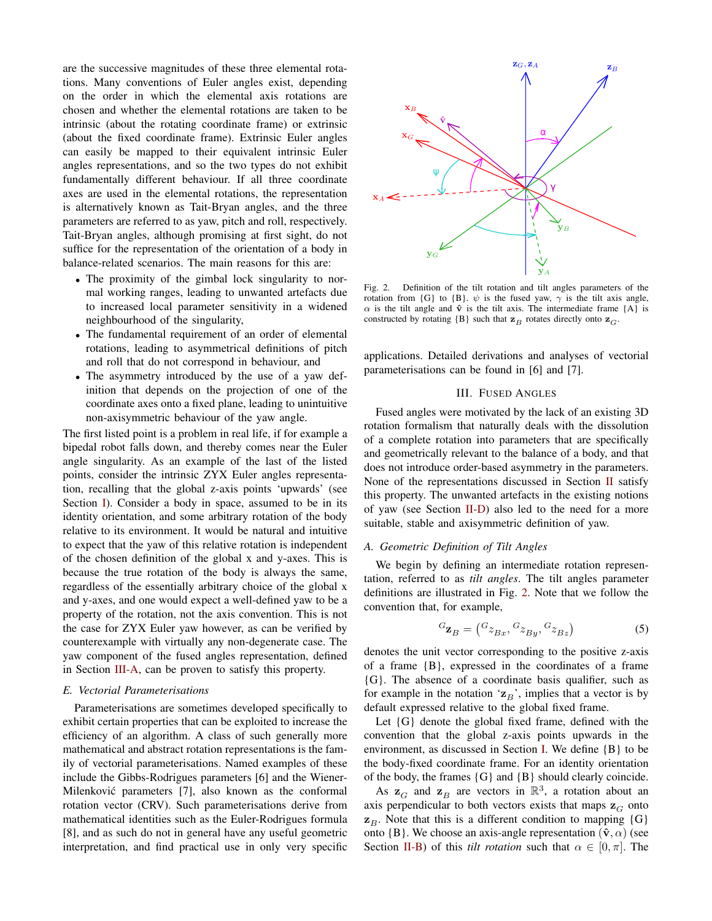are the successive magnitudes of these three elemental rotations. Many conventions of Euler angles exist, depending on the order in which the elemental axis rotations are chosen and whether the elemental rotations are taken to be intrinsic (about the rotating coordinate frame) or extrinsic (about the fixed coordinate frame). Extrinsic Euler angles can easily be mapped to their equivalent intrinsic Euler angles representations, and so the two types do not exhibit fundamentally different behaviour. If all three coordinate axes are used in the elemental rotations, the representation is alternatively known as Tait-Bryan angles, and the three parameters are referred to as yaw, pitch and roll, respectively. Tait-Bryan angles, although promising at first sight, do not suffice for the representation of the orientation of a body in balance-related scenarios. The main reasons for this are:

- The proximity of the gimbal lock singularity to normal working ranges, leading to unwanted artefacts due to increased local parameter sensitivity in a widened neighbourhood of the singularity,
- The fundamental requirement of an order of elemental rotations, leading to asymmetrical definitions of pitch and roll that do not correspond in behaviour, and
- The asymmetry introduced by the use of a yaw definition that depends on the projection of one of the coordinate axes onto a fixed plane, leading to unintuitive non-axisymmetric behaviour of the yaw angle.

The first listed point is a problem in real life, if for example a bipedal robot falls down, and thereby comes near the Euler angle singularity. As an example of the last of the listed points, consider the intrinsic ZYX Euler angles representation, recalling that the global z-axis points 'upwards' (see Section I). Consider a body in space, assumed to be in its identity orientation, and some arbitrary rotation of the body relative to its environment. It would be natural and intuitive to expect that the yaw of this relative rotation is independent of the chosen definition of the global x and y-axes. This is because the true rotation of the body is always the same, regardless of the essentially arbitrary choice of the global x and y-axes, and one would expect a well-defined yaw to be a property of the rotation, not the axis convention. This is not the case for ZYX Euler yaw however, as can be verified by counterexample with virtually any non-degenerate case. The yaw component of the fused angles representation, defined in Section III-A, can be proven to satisfy this property.

### E. Vectorial Parameterisations

Parameterisations are sometimes developed specifically to exhibit certain properties that can be exploited to increase the efficiency of an algorithm. A class of such generally more mathematical and abstract rotation representations is the family of vectorial parameterisations. Named examples of these include the Gibbs-Rodrigues parameters [6] and the Wiener-Milenković parameters [7], also known as the conformal rotation vector (CRV). Such parameterisations derive from mathematical identities such as the Euler-Rodrigues formula [8], and as such do not in general have any useful geometric interpretation, and find practical use in only very specific applications. Detailed derivations and analyses of vectorial parameterisations can be found in [6] and [7].

$\mathbf{z}_G, \mathbf{z}_A$
$\mathbf{z}_B$
$\mathbf{x}_B$
$\hat{\mathbf{v}}$
$\mathbf{x}_G$
α
ψ
γ
$\mathbf{x}_A$
$\mathbf{y}_B$
$\mathbf{y}_G$
$\mathbf{y}_A$

Fig. 2. Definition of the tilt rotation and tilt angles parameters of the rotation from {G} to {B}. $\psi$ is the fused yaw, $\gamma$ is the tilt axis angle, $\alpha$ is the tilt angle and $\hat{\mathbf{v}}$ is the tilt axis. The intermediate frame {A} is constructed by rotating {B} such that $\mathbf{z}_B$ rotates directly onto $\mathbf{z}_G$.

## III. Fused Angles

Fused angles were motivated by the lack of an existing 3D rotation formalism that naturally deals with the dissolution of a complete rotation into parameters that are specifically and geometrically relevant to the balance of a body, and that does not introduce order-based asymmetry in the parameters. None of the representations discussed in Section II satisfy this property. The unwanted artefacts in the existing notions of yaw (see Section II-D) also led to the need for a more suitable, stable and axisymmetric definition of yaw.

### A. Geometric Definition of Tilt Angles

We begin by defining an intermediate rotation representation, referred to as *tilt angles*. The tilt angles parameter definitions are illustrated in Fig. 2. Note that we follow the convention that, for example,

$$^{G}\mathbf{z}_B = \left({}^{G}z_{Bx}, {}^{G}z_{By}, {}^{G}z_{Bz}\right) \tag{5}$$

denotes the unit vector corresponding to the positive z-axis of a frame {B}, expressed in the coordinates of a frame {G}. The absence of a coordinate basis qualifier, such as for example in the notation '$\mathbf{z}_B$', implies that a vector is by default expressed relative to the global fixed frame.

Let {G} denote the global fixed frame, defined with the convention that the global z-axis points upwards in the environment, as discussed in Section I. We define {B} to be the body-fixed coordinate frame. For an identity orientation of the body, the frames {G} and {B} should clearly coincide.

As $\mathbf{z}_G$ and $\mathbf{z}_B$ are vectors in $\mathbb{R}^3$, a rotation about an axis perpendicular to both vectors exists that maps $\mathbf{z}_G$ onto $\mathbf{z}_B$. Note that this is a different condition to mapping {G} onto {B}. We choose an axis-angle representation $(\hat{\mathbf{v}}, \alpha)$ (see Section II-B) of this *tilt rotation* such that $\alpha \in [0, \pi]$. The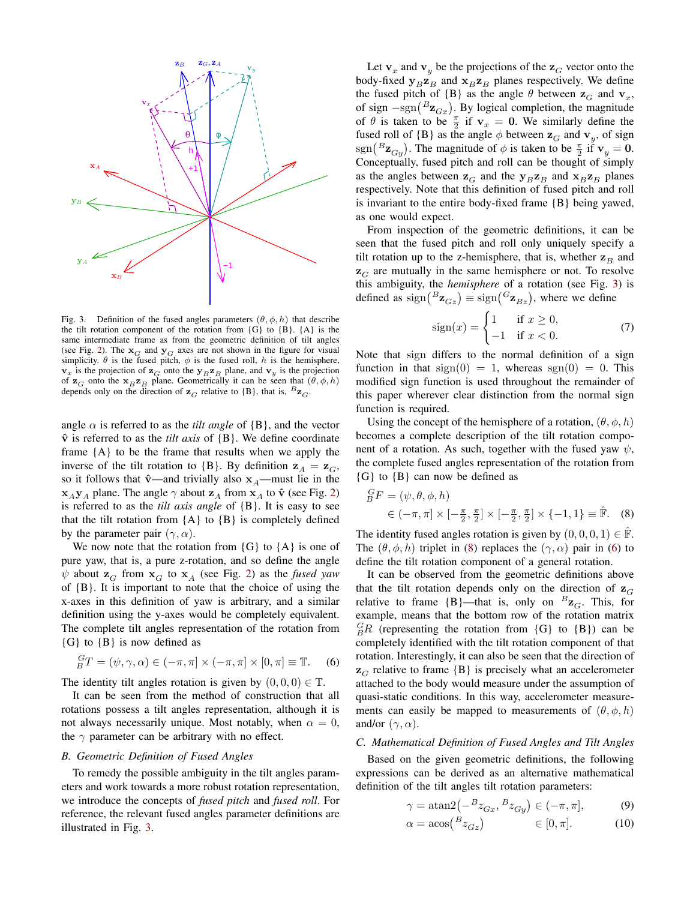Fig. 3. Definition of the fused angles parameters $(\theta, \phi, h)$ that describe the tilt rotation component of the rotation from {G} to {B}. {A} is the same intermediate frame as from the geometric definition of tilt angles (see Fig. 2). The $\mathbf{x}_G$ and $\mathbf{y}_G$ axes are not shown in the figure for visual simplicity. $\theta$ is the fused pitch, $\phi$ is the fused roll, $h$ is the hemisphere, $\mathbf{v}_x$ is the projection of $\mathbf{z}_G$ onto the $\mathbf{y}_B\mathbf{z}_B$ plane, and $\mathbf{v}_y$ is the projection of $\mathbf{z}_G$ onto the $\mathbf{x}_B\mathbf{z}_B$ plane. Geometrically it can be seen that $(\theta, \phi, h)$ depends only on the direction of $\mathbf{z}_G$ relative to {B}, that is, ${}^B\mathbf{z}_G$.

angle $\alpha$ is referred to as the *tilt angle* of {B}, and the vector $\hat{\mathbf{v}}$ is referred to as the *tilt axis* of {B}. We define coordinate frame {A} to be the frame that results when we apply the inverse of the tilt rotation to {B}. By definition $\mathbf{z}_A = \mathbf{z}_G$, so it follows that $\hat{\mathbf{v}}$—and trivially also $\mathbf{x}_A$—must lie in the $\mathbf{x}_A\mathbf{y}_A$ plane. The angle $\gamma$ about $\mathbf{z}_A$ from $\mathbf{x}_A$ to $\hat{\mathbf{v}}$ (see Fig. 2) is referred to as the *tilt axis angle* of {B}. It is easy to see that the tilt rotation from {A} to {B} is completely defined by the parameter pair $(\gamma, \alpha)$.

We now note that the rotation from {G} to {A} is one of pure yaw, that is, a pure z-rotation, and so define the angle $\psi$ about $\mathbf{z}_G$ from $\mathbf{x}_G$ to $\mathbf{x}_A$ (see Fig. 2) as the *fused yaw* of {B}. It is important to note that the choice of using the x-axes in this definition of yaw is arbitrary, and a similar definition using the y-axes would be completely equivalent. The complete tilt angles representation of the rotation from {G} to {B} is now defined as

$$ {}^G_BT = (\psi, \gamma, \alpha) \in (-\pi, \pi] \times (-\pi, \pi] \times [0, \pi] \equiv \mathbb{T}. \quad (6) $$

The identity tilt angles rotation is given by $(0, 0, 0) \in \mathbb{T}$.

It can be seen from the method of construction that all rotations possess a tilt angles representation, although it is not always necessarily unique. Most notably, when $\alpha = 0$, the $\gamma$ parameter can be arbitrary with no effect.

### B. Geometric Definition of Fused Angles

To remedy the possible ambiguity in the tilt angles parameters and work towards a more robust rotation representation, we introduce the concepts of *fused pitch* and *fused roll*. For reference, the relevant fused angles parameter definitions are illustrated in Fig. 3.

Let $\mathbf{v}_x$ and $\mathbf{v}_y$ be the projections of the $\mathbf{z}_G$ vector onto the body-fixed $\mathbf{y}_B\mathbf{z}_B$ and $\mathbf{x}_B\mathbf{z}_B$ planes respectively. We define the fused pitch of {B} as the angle $\theta$ between $\mathbf{z}_G$ and $\mathbf{v}_x$, of sign $-\text{sgn}({}^B\mathbf{z}_{Gx})$. By logical completion, the magnitude of $\theta$ is taken to be $\frac{\pi}{2}$ if $\mathbf{v}_x = \mathbf{0}$. We similarly define the fused roll of {B} as the angle $\phi$ between $\mathbf{z}_G$ and $\mathbf{v}_y$, of sign $\text{sgn}({}^B\mathbf{z}_{Gy})$. The magnitude of $\phi$ is taken to be $\frac{\pi}{2}$ if $\mathbf{v}_y = \mathbf{0}$. Conceptually, fused pitch and roll can be thought of simply as the angles between $\mathbf{z}_G$ and the $\mathbf{y}_B\mathbf{z}_B$ and $\mathbf{x}_B\mathbf{z}_B$ planes respectively. Note that this definition of fused pitch and roll is invariant to the entire body-fixed frame {B} being yawed, as one would expect.

From inspection of the geometric definitions, it can be seen that the fused pitch and roll only uniquely specify a tilt rotation up to the z-hemisphere, that is, whether $\mathbf{z}_B$ and $\mathbf{z}_G$ are mutually in the same hemisphere or not. To resolve this ambiguity, the *hemisphere* of a rotation (see Fig. 3) is defined as $\text{sign}({}^B\mathbf{z}_{Gz}) \equiv \text{sign}({}^G\mathbf{z}_{Bz})$, where we define

$$ \text{sign}(x) = \begin{cases} 1 & \text{if } x \geq 0, \\ -1 & \text{if } x < 0. \end{cases} \quad (7) $$

Note that sign differs to the normal definition of a sign function in that $\text{sign}(0) = 1$, whereas $\text{sgn}(0) = 0$. This modified sign function is used throughout the remainder of this paper wherever clear distinction from the normal sign function is required.

Using the concept of the hemisphere of a rotation, $(\theta, \phi, h)$ becomes a complete description of the tilt rotation component of a rotation. As such, together with the fused yaw $\psi$, the complete fused angles representation of the rotation from {G} to {B} can now be defined as

$$ {}^G_BF = (\psi, \theta, \phi, h) \in (-\pi, \pi] \times [-\tfrac{\pi}{2}, \tfrac{\pi}{2}] \times [-\tfrac{\pi}{2}, \tfrac{\pi}{2}] \times \{-1, 1\} \equiv \hat{\mathbb{F}}. \quad (8) $$

The identity fused angles rotation is given by $(0, 0, 0, 1) \in \hat{\mathbb{F}}$. The $(\theta, \phi, h)$ triplet in (8) replaces the $(\gamma, \alpha)$ pair in (6) to define the tilt rotation component of a general rotation.

It can be observed from the geometric definitions above that the tilt rotation depends only on the direction of $\mathbf{z}_G$ relative to frame {B}—that is, only on ${}^B\mathbf{z}_G$. This, for example, means that the bottom row of the rotation matrix ${}^G_BR$ (representing the rotation from {G} to {B}) can be completely identified with the tilt rotation component of that rotation. Interestingly, it can also be seen that the direction of $\mathbf{z}_G$ relative to frame {B} is precisely what an accelerometer attached to the body would measure under the assumption of quasi-static conditions. In this way, accelerometer measurements can easily be mapped to measurements of $(\theta, \phi, h)$ and/or $(\gamma, \alpha)$.

### C. Mathematical Definition of Fused Angles and Tilt Angles

Based on the given geometric definitions, the following expressions can be derived as an alternative mathematical definition of the tilt angles tilt rotation parameters:

$$ \gamma = \text{atan2}\big(-{}^Bz_{Gx}, {}^Bz_{Gy}\big) \in (-\pi, \pi], \quad (9) $$

$$ \alpha = \text{acos}\big({}^Bz_{Gz}\big) \in [0, \pi]. \quad (10) $$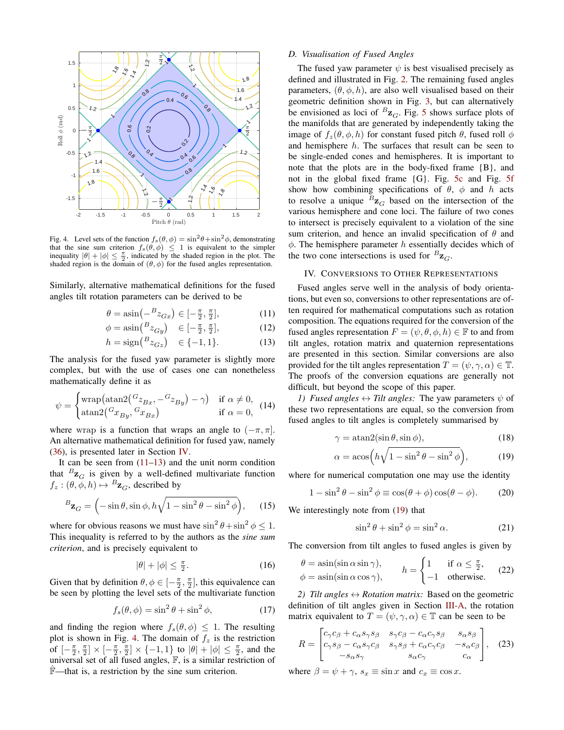Fig. 4. Level sets of the function $f_s(\theta, \phi) = \sin^2\theta + \sin^2\phi$, demonstrating that the sine sum criterion $f_s(\theta, \phi) \leq 1$ is equivalent to the simpler inequality $|\theta| + |\phi| \leq \frac{\pi}{2}$, indicated by the shaded region in the plot. The shaded region is the domain of $(\theta, \phi)$ for the fused angles representation.

Similarly, alternative mathematical definitions for the fused angles tilt rotation parameters can be derived to be

$$\theta = \operatorname{asin}\big(-{}^{B}z_{Gx}\big) \in [-\tfrac{\pi}{2}, \tfrac{\pi}{2}], \tag{11}$$

$$\phi = \operatorname{asin}\big({}^{B}z_{Gy}\big) \quad \in [-\tfrac{\pi}{2}, \tfrac{\pi}{2}], \tag{12}$$

$$h = \operatorname{sign}\big({}^{B}z_{Gz}\big) \quad \in \{-1, 1\}. \tag{13}$$

The analysis for the fused yaw parameter is slightly more complex, but with the use of cases one can nonetheless mathematically define it as

$$\psi = \begin{cases} \operatorname{wrap}\big(\operatorname{atan2}\big({}^{G}z_{Bx}, -{}^{G}z_{By}\big) - \gamma\big) & \text{if } \alpha \neq 0, \\ \operatorname{atan2}\big({}^{G}x_{By}, {}^{G}x_{Bx}\big) & \text{if } \alpha = 0, \end{cases} \tag{14}$$

where wrap is a function that wraps an angle to $(-\pi, \pi]$. An alternative mathematical definition for fused yaw, namely (36), is presented later in Section IV.

It can be seen from (11–13) and the unit norm condition that ${}^{B}\mathbf{z}_G$ is given by a well-defined multivariate function $f_z : (\theta, \phi, h) \mapsto {}^{B}\mathbf{z}_G$, described by

$${}^{B}\mathbf{z}_G = \Big(-\sin\theta, \sin\phi, h\sqrt{1 - \sin^2\theta - \sin^2\phi}\Big), \tag{15}$$

where for obvious reasons we must have $\sin^2\theta + \sin^2\phi \leq 1$. This inequality is referred to by the authors as the *sine sum criterion*, and is precisely equivalent to

$$|\theta| + |\phi| \leq \tfrac{\pi}{2}. \tag{16}$$

Given that by definition $\theta, \phi \in [-\frac{\pi}{2}, \frac{\pi}{2}]$, this equivalence can be seen by plotting the level sets of the multivariate function

$$f_s(\theta, \phi) = \sin^2\theta + \sin^2\phi, \tag{17}$$

and finding the region where $f_s(\theta, \phi) \leq 1$. The resulting plot is shown in Fig. 4. The domain of $f_z$ is the restriction of $[-\frac{\pi}{2}, \frac{\pi}{2}] \times [-\frac{\pi}{2}, \frac{\pi}{2}] \times \{-1, 1\}$ to $|\theta| + |\phi| \leq \frac{\pi}{2}$, and the universal set of all fused angles, $\mathbb{F}$, is a similar restriction of $\hat{\mathbb{F}}$—that is, a restriction by the sine sum criterion.

### D. Visualisation of Fused Angles

The fused yaw parameter $\psi$ is best visualised precisely as defined and illustrated in Fig. 2. The remaining fused angles parameters, $(\theta, \phi, h)$, are also well visualised based on their geometric definition shown in Fig. 3, but can alternatively be envisioned as loci of ${}^{B}\mathbf{z}_G$. Fig. 5 shows surface plots of the manifolds that are generated by independently taking the image of $f_z(\theta, \phi, h)$ for constant fused pitch $\theta$, fused roll $\phi$ and hemisphere $h$. The surfaces that result can be seen to be single-ended cones and hemispheres. It is important to note that the plots are in the body-fixed frame $\{B\}$, and not in the global fixed frame $\{G\}$. Fig. 5c and Fig. 5f show how combining specifications of $\theta$, $\phi$ and $h$ acts to resolve a unique ${}^{B}\mathbf{z}_G$ based on the intersection of the various hemisphere and cone loci. The failure of two cones to intersect is precisely equivalent to a violation of the sine sum criterion, and hence an invalid specification of $\theta$ and $\phi$. The hemisphere parameter $h$ essentially decides which of the two cone intersections is used for ${}^{B}\mathbf{z}_G$.

## IV. Conversions to Other Representations

Fused angles serve well in the analysis of body orientations, but even so, conversions to other representations are often required for mathematical computations such as rotation composition. The equations required for the conversion of the fused angles representation $F = (\psi, \theta, \phi, h) \in \mathbb{F}$ to and from tilt angles, rotation matrix and quaternion representations are presented in this section. Similar conversions are also provided for the tilt angles representation $T = (\psi, \gamma, \alpha) \in \mathbb{T}$. The proofs of the conversion equations are generally not difficult, but beyond the scope of this paper.

*1) Fused angles ↔ Tilt angles:* The yaw parameters $\psi$ of these two representations are equal, so the conversion from fused angles to tilt angles is completely summarised by

$$\gamma = \operatorname{atan2}(\sin\theta, \sin\phi), \tag{18}$$

$$\alpha = \operatorname{acos}\Big(h\sqrt{1 - \sin^2\theta - \sin^2\phi}\Big), \tag{19}$$

where for numerical computation one may use the identity

$$1 - \sin^2\theta - \sin^2\phi \equiv \cos(\theta + \phi)\cos(\theta - \phi). \tag{20}$$

We interestingly note from (19) that

$$\sin^2\theta + \sin^2\phi = \sin^2\alpha. \tag{21}$$

The conversion from tilt angles to fused angles is given by

$$\begin{aligned} \theta &= \operatorname{asin}(\sin\alpha\sin\gamma), \\ \phi &= \operatorname{asin}(\sin\alpha\cos\gamma), \end{aligned} \qquad h = \begin{cases} 1 & \text{if } \alpha \leq \frac{\pi}{2}, \\ -1 & \text{otherwise.} \end{cases} \tag{22}$$

*2) Tilt angles ↔ Rotation matrix:* Based on the geometric definition of tilt angles given in Section III-A, the rotation matrix equivalent to $T = (\psi, \gamma, \alpha) \in \mathbb{T}$ can be seen to be

$$R = \begin{bmatrix} c_\gamma c_\beta + c_\alpha s_\gamma s_\beta & s_\gamma c_\beta - c_\alpha c_\gamma s_\beta & s_\alpha s_\beta \\ c_\gamma s_\beta - c_\alpha s_\gamma c_\beta & s_\gamma s_\beta + c_\alpha c_\gamma c_\beta & -s_\alpha c_\beta \\ -s_\alpha s_\gamma & s_\alpha c_\gamma & c_\alpha \end{bmatrix}, \tag{23}$$

where $\beta = \psi + \gamma$, $s_x \equiv \sin x$ and $c_x \equiv \cos x$.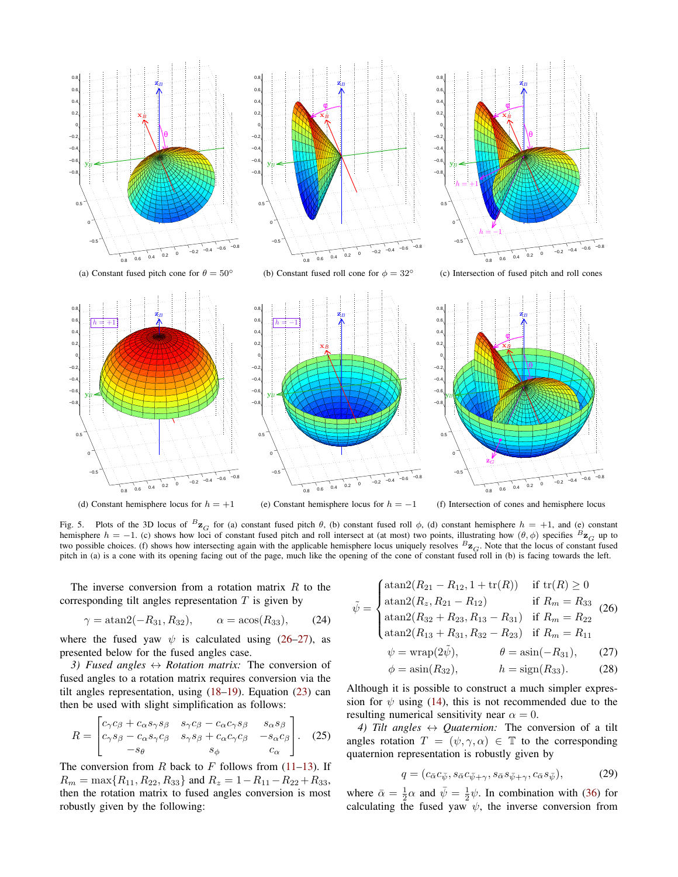(a) Constant fused pitch cone for $\theta = 50°$

(b) Constant fused roll cone for $\phi = 32°$

(c) Intersection of fused pitch and roll cones

(d) Constant hemisphere locus for $h = +1$

(e) Constant hemisphere locus for $h = -1$

(f) Intersection of cones and hemisphere locus

Fig. 5. Plots of the 3D locus of ${}^B\mathbf{z}_G$ for (a) constant fused pitch $\theta$, (b) constant fused roll $\phi$, (d) constant hemisphere $h = +1$, and (e) constant hemisphere $h = -1$. (c) shows how loci of constant fused pitch and roll intersect at (at most) two points, illustrating how $(\theta, \phi)$ specifies ${}^B\mathbf{z}_G$ up to two possible choices. (f) shows how intersecting again with the applicable hemisphere locus uniquely resolves ${}^B\mathbf{z}_G$. Note that the locus of constant fused pitch in (a) is a cone with its opening facing out of the page, much like the opening of the cone of constant fused roll in (b) is facing towards the left.

The inverse conversion from a rotation matrix $R$ to the corresponding tilt angles representation $T$ is given by

$$\gamma = \operatorname{atan2}(-R_{31}, R_{32}), \qquad \alpha = \operatorname{acos}(R_{33}), \tag{24}$$

where the fused yaw $\psi$ is calculated using (26–27), as presented below for the fused angles case.

*3) Fused angles $\leftrightarrow$ Rotation matrix:* The conversion of fused angles to a rotation matrix requires conversion via the tilt angles representation, using (18–19). Equation (23) can then be used with slight simplification as follows:

$$R = \begin{bmatrix} c_\gamma c_\beta + c_\alpha s_\gamma s_\beta & s_\gamma c_\beta - c_\alpha c_\gamma s_\beta & s_\alpha s_\beta \\ c_\gamma s_\beta - c_\alpha s_\gamma c_\beta & s_\gamma s_\beta + c_\alpha c_\gamma c_\beta & -s_\alpha c_\beta \\ -s_\theta & s_\phi & c_\alpha \end{bmatrix}. \tag{25}$$

The conversion from $R$ back to $F$ follows from (11–13). If $R_m = \max\{R_{11}, R_{22}, R_{33}\}$ and $R_z = 1 - R_{11} - R_{22} + R_{33}$, then the rotation matrix to fused angles conversion is most robustly given by the following:

$$\tilde{\psi} = \begin{cases} \operatorname{atan2}(R_{21} - R_{12}, 1 + \operatorname{tr}(R)) & \text{if } \operatorname{tr}(R) \geq 0 \\ \operatorname{atan2}(R_z, R_{21} - R_{12}) & \text{if } R_m = R_{33} \\ \operatorname{atan2}(R_{32} + R_{23}, R_{13} - R_{31}) & \text{if } R_m = R_{22} \\ \operatorname{atan2}(R_{13} + R_{31}, R_{32} - R_{23}) & \text{if } R_m = R_{11} \end{cases} \tag{26}$$

$$\psi = \operatorname{wrap}(2\tilde{\psi}), \qquad \theta = \operatorname{asin}(-R_{31}), \tag{27}$$

$$\phi = \operatorname{asin}(R_{32}), \qquad h = \operatorname{sign}(R_{33}). \tag{28}$$

Although it is possible to construct a much simpler expression for $\psi$ using (14), this is not recommended due to the resulting numerical sensitivity near $\alpha = 0$.

*4) Tilt angles $\leftrightarrow$ Quaternion:* The conversion of a tilt angles rotation $T = (\psi, \gamma, \alpha) \in \mathbb{T}$ to the corresponding quaternion representation is robustly given by

$$q = (c_{\bar{\alpha}} c_{\bar{\psi}}, s_{\bar{\alpha}} c_{\bar{\psi}+\gamma}, s_{\bar{\alpha}} s_{\bar{\psi}+\gamma}, c_{\bar{\alpha}} s_{\bar{\psi}}), \tag{29}$$

where $\bar{\alpha} = \frac{1}{2}\alpha$ and $\bar{\psi} = \frac{1}{2}\psi$. In combination with (36) for calculating the fused yaw $\psi$, the inverse conversion from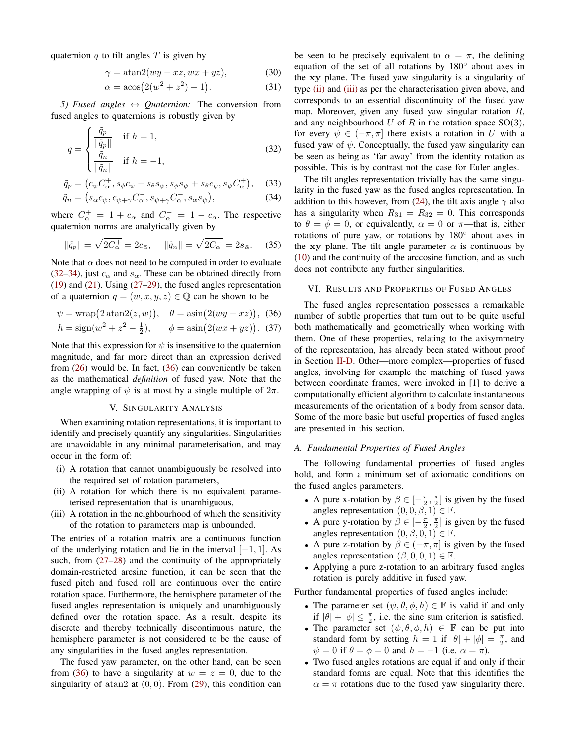quaternion $q$ to tilt angles $T$ is given by

$$\gamma = \operatorname{atan2}(wy - xz, wx + yz), \tag{30}$$
$$\alpha = \operatorname{acos}\bigl(2(w^2 + z^2) - 1\bigr). \tag{31}$$

*5) Fused angles ↔ Quaternion:* The conversion from fused angles to quaternions is robustly given by

$$q = \begin{cases} \dfrac{\tilde{q}_p}{\|\tilde{q}_p\|} & \text{if } h = 1, \\ \dfrac{\tilde{q}_n}{\|\tilde{q}_n\|} & \text{if } h = -1, \end{cases} \tag{32}$$

$$\tilde{q}_p = \bigl(c_{\bar{\psi}} C_\alpha^+, s_\phi c_{\bar{\psi}} - s_\theta s_{\bar{\psi}}, s_\phi s_{\bar{\psi}} + s_\theta c_{\bar{\psi}}, s_{\bar{\psi}} C_\alpha^+\bigr), \tag{33}$$
$$\tilde{q}_n = \bigl(s_\alpha c_{\bar{\psi}}, c_{\bar{\psi}+\gamma} C_\alpha^-, s_{\bar{\psi}+\gamma} C_\alpha^-, s_\alpha s_{\bar{\psi}}\bigr), \tag{34}$$

where $C_\alpha^+ = 1 + c_\alpha$ and $C_\alpha^- = 1 - c_\alpha$. The respective quaternion norms are analytically given by

$$\|\tilde{q}_p\| = \sqrt{2C_\alpha^+} = 2c_{\bar{\alpha}}, \quad \|\tilde{q}_n\| = \sqrt{2C_\alpha^-} = 2s_{\bar{\alpha}}. \tag{35}$$

Note that $\alpha$ does not need to be computed in order to evaluate (32–34), just $c_\alpha$ and $s_\alpha$. These can be obtained directly from (19) and (21). Using (27–29), the fused angles representation of a quaternion $q = (w, x, y, z) \in \mathbb{Q}$ can be shown to be

$$\psi = \operatorname{wrap}\bigl(2\operatorname{atan2}(z, w)\bigr), \quad \theta = \operatorname{asin}\bigl(2(wy - xz)\bigr), \tag{36}$$
$$h = \operatorname{sign}(w^2 + z^2 - \tfrac{1}{2}), \quad \phi = \operatorname{asin}\bigl(2(wx + yz)\bigr). \tag{37}$$

Note that this expression for $\psi$ is insensitive to the quaternion magnitude, and far more direct than an expression derived from (26) would be. In fact, (36) can conveniently be taken as the mathematical ***definition*** of fused yaw. Note that the angle wrapping of $\psi$ is at most by a single multiple of $2\pi$.

## V. Singularity Analysis

When examining rotation representations, it is important to identify and precisely quantify any singularities. Singularities are unavoidable in any minimal parameterisation, and may occur in the form of:

(i) A rotation that cannot unambiguously be resolved into the required set of rotation parameters,
(ii) A rotation for which there is no equivalent parameterised representation that is unambiguous,
(iii) A rotation in the neighbourhood of which the sensitivity of the rotation to parameters map is unbounded.

The entries of a rotation matrix are a continuous function of the underlying rotation and lie in the interval $[-1, 1]$. As such, from (27–28) and the continuity of the appropriately domain-restricted arcsine function, it can be seen that the fused pitch and fused roll are continuous over the entire rotation space. Furthermore, the hemisphere parameter of the fused angles representation is uniquely and unambiguously defined over the rotation space. As a result, despite its discrete and thereby technically discontinuous nature, the hemisphere parameter is not considered to be the cause of any singularities in the fused angles representation.

The fused yaw parameter, on the other hand, can be seen from (36) to have a singularity at $w = z = 0$, due to the singularity of atan2 at $(0, 0)$. From (29), this condition can be seen to be precisely equivalent to $\alpha = \pi$, the defining equation of the set of all rotations by 180° about axes in the $\mathbf{xy}$ plane. The fused yaw singularity is a singularity of type (ii) and (iii) as per the characterisation given above, and corresponds to an essential discontinuity of the fused yaw map. Moreover, given any fused yaw singular rotation $R$, and any neighbourhood $U$ of $R$ in the rotation space SO(3), for every $\psi \in (-\pi, \pi]$ there exists a rotation in $U$ with a fused yaw of $\psi$. Conceptually, the fused yaw singularity can be seen as being as 'far away' from the identity rotation as possible. This is by contrast not the case for Euler angles.

The tilt angles representation trivially has the same singularity in the fused yaw as the fused angles representation. In addition to this however, from (24), the tilt axis angle $\gamma$ also has a singularity when $R_{31} = R_{32} = 0$. This corresponds to $\theta = \phi = 0$, or equivalently, $\alpha = 0$ or $\pi$—that is, either rotations of pure yaw, or rotations by 180° about axes in the $\mathbf{xy}$ plane. The tilt angle parameter $\alpha$ is continuous by (10) and the continuity of the arccosine function, and as such does not contribute any further singularities.

## VI. Results and Properties of Fused Angles

The fused angles representation possesses a remarkable number of subtle properties that turn out to be quite useful both mathematically and geometrically when working with them. One of these properties, relating to the axisymmetry of the representation, has already been stated without proof in Section II-D. Other—more complex—properties of fused angles, involving for example the matching of fused yaws between coordinate frames, were invoked in [1] to derive a computationally efficient algorithm to calculate instantaneous measurements of the orientation of a body from sensor data. Some of the more basic but useful properties of fused angles are presented in this section.

### A. Fundamental Properties of Fused Angles

The following fundamental properties of fused angles hold, and form a minimum set of axiomatic conditions on the fused angles parameters.

- A pure x-rotation by $\beta \in [-\frac{\pi}{2}, \frac{\pi}{2}]$ is given by the fused angles representation $(0, 0, \beta, 1) \in \mathbb{F}$.
- A pure y-rotation by $\beta \in [-\frac{\pi}{2}, \frac{\pi}{2}]$ is given by the fused angles representation $(0, \beta, 0, 1) \in \mathbb{F}$.
- A pure z-rotation by $\beta \in (-\pi, \pi]$ is given by the fused angles representation $(\beta, 0, 0, 1) \in \mathbb{F}$.
- Applying a pure z-rotation to an arbitrary fused angles rotation is purely additive in fused yaw.

Further fundamental properties of fused angles include:

- The parameter set $(\psi, \theta, \phi, h) \in \mathbb{F}$ is valid if and only if $|\theta| + |\phi| \leq \frac{\pi}{2}$, i.e. the sine sum criterion is satisfied.
- The parameter set $(\psi, \theta, \phi, h) \in \mathbb{F}$ can be put into standard form by setting $h = 1$ if $|\theta| + |\phi| = \frac{\pi}{2}$, and $\psi = 0$ if $\theta = \phi = 0$ and $h = -1$ (i.e. $\alpha = \pi$).
- Two fused angles rotations are equal if and only if their standard forms are equal. Note that this identifies the $\alpha = \pi$ rotations due to the fused yaw singularity there.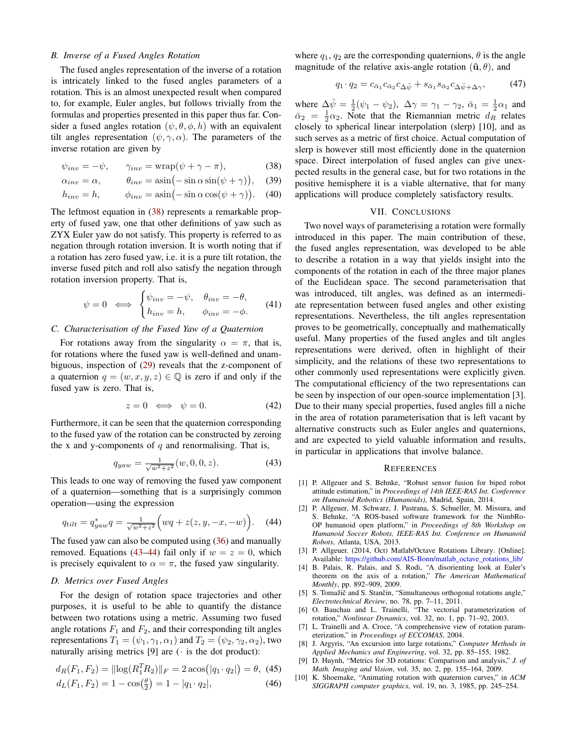### B. Inverse of a Fused Angles Rotation

The fused angles representation of the inverse of a rotation is intricately linked to the fused angles parameters of a rotation. This is an almost unexpected result when compared to, for example, Euler angles, but follows trivially from the formulas and properties presented in this paper thus far. Consider a fused angles rotation $(\psi, \theta, \phi, h)$ with an equivalent tilt angles representation $(\psi, \gamma, \alpha)$. The parameters of the inverse rotation are given by

$$\psi_{inv} = -\psi, \qquad \gamma_{inv} = \mathrm{wrap}(\psi + \gamma - \pi), \tag{38}$$

$$\alpha_{inv} = \alpha, \qquad \theta_{inv} = \mathrm{asin}\big(-\sin\alpha \sin(\psi + \gamma)\big), \tag{39}$$

$$h_{inv} = h, \qquad \phi_{inv} = \mathrm{asin}\big(-\sin\alpha \cos(\psi + \gamma)\big). \tag{40}$$

The leftmost equation in (38) represents a remarkable property of fused yaw, one that other definitions of yaw such as ZYX Euler yaw do not satisfy. This property is referred to as negation through rotation inversion. It is worth noting that if a rotation has zero fused yaw, i.e. it is a pure tilt rotation, the inverse fused pitch and roll also satisfy the negation through rotation inversion property. That is,

$$\psi = 0 \iff \begin{cases} \psi_{inv} = -\psi, & \theta_{inv} = -\theta, \\ h_{inv} = h, & \phi_{inv} = -\phi. \end{cases} \tag{41}$$

### C. Characterisation of the Fused Yaw of a Quaternion

For rotations away from the singularity $\alpha = \pi$, that is, for rotations where the fused yaw is well-defined and unambiguous, inspection of (29) reveals that the z-component of a quaternion $q = (w, x, y, z) \in \mathbb{Q}$ is zero if and only if the fused yaw is zero. That is,

$$z = 0 \iff \psi = 0. \tag{42}$$

Furthermore, it can be seen that the quaternion corresponding to the fused yaw of the rotation can be constructed by zeroing the x and y-components of $q$ and renormalising. That is,

$$q_{yaw} = \tfrac{1}{\sqrt{w^2+z^2}}(w, 0, 0, z). \tag{43}$$

This leads to one way of removing the fused yaw component of a quaternion—something that is a surprisingly common operation—using the expression

$$q_{tilt} = q_{yaw}^* q = \tfrac{1}{\sqrt{w^2+z^2}}\Big(wq + z(z, y, -x, -w)\Big). \tag{44}$$

The fused yaw can also be computed using (36) and manually removed. Equations (43–44) fail only if $w = z = 0$, which is precisely equivalent to $\alpha = \pi$, the fused yaw singularity.

### D. Metrics over Fused Angles

For the design of rotation space trajectories and other purposes, it is useful to be able to quantify the distance between two rotations using a metric. Assuming two fused angle rotations $F_1$ and $F_2$, and their corresponding tilt angles representations $T_1 = (\psi_1, \gamma_1, \alpha_1)$ and $T_2 = (\psi_2, \gamma_2, \alpha_2)$, two naturally arising metrics [9] are ($\cdot$ is the dot product):

$$d_R(F_1, F_2) = \|\log(R_1^T R_2)\|_F = 2\,\mathrm{acos}\big(|q_1 \cdot q_2|\big) = \theta, \tag{45}$$

$$d_L(F_1, F_2) = 1 - \cos(\tfrac{\theta}{2}) = 1 - |q_1 \cdot q_2|, \tag{46}$$

where $q_1$, $q_2$ are the corresponding quaternions, $\theta$ is the angle magnitude of the relative axis-angle rotation $(\hat{\mathbf{u}}, \theta)$, and

$$q_1 \cdot q_2 = c_{\bar{\alpha}_1} c_{\bar{\alpha}_2} c_{\Delta\bar{\psi}} + s_{\bar{\alpha}_1} s_{\bar{\alpha}_2} c_{\Delta\bar{\psi} + \Delta\gamma}, \tag{47}$$

where $\Delta\bar{\psi} = \frac{1}{2}(\psi_1 - \psi_2)$, $\Delta\gamma = \gamma_1 - \gamma_2$, $\bar{\alpha}_1 = \frac{1}{2}\alpha_1$ and $\bar{\alpha}_2 = \frac{1}{2}\alpha_2$. Note that the Riemannian metric $d_R$ relates closely to spherical linear interpolation (slerp) [10], and as such serves as a metric of first choice. Actual computation of slerp is however still most efficiently done in the quaternion space. Direct interpolation of fused angles can give unexpected results in the general case, but for two rotations in the positive hemisphere it is a viable alternative, that for many applications will produce completely satisfactory results.

## VII. Conclusions

Two novel ways of parameterising a rotation were formally introduced in this paper. The main contribution of these, the fused angles representation, was developed to be able to describe a rotation in a way that yields insight into the components of the rotation in each of the three major planes of the Euclidean space. The second parameterisation that was introduced, tilt angles, was defined as an intermediate representation between fused angles and other existing representations. Nevertheless, the tilt angles representation proves to be geometrically, conceptually and mathematically useful. Many properties of the fused angles and tilt angles representations were derived, often in highlight of their simplicity, and the relations of these two representations to other commonly used representations were explicitly given. The computational efficiency of the two representations can be seen by inspection of our open-source implementation [3]. Due to their many special properties, fused angles fill a niche in the area of rotation parameterisation that is left vacant by alternative constructs such as Euler angles and quaternions, and are expected to yield valuable information and results, in particular in applications that involve balance.

## References

[1] P. Allgeuer and S. Behnke, "Robust sensor fusion for biped robot attitude estimation," in *Proceedings of 14th IEEE-RAS Int. Conference on Humanoid Robotics (Humanoids)*, Madrid, Spain, 2014.

[2] P. Allgeuer, M. Schwarz, J. Pastrana, S. Schueller, M. Missura, and S. Behnke, "A ROS-based software framework for the NimbRo-OP humanoid open platform," in *Proceedings of 8th Workshop on Humanoid Soccer Robots, IEEE-RAS Int. Conference on Humanoid Robots*, Atlanta, USA, 2013.

[3] P. Allgeuer. (2014, Oct) Matlab/Octave Rotations Library. [Online]. Available: https://github.com/AIS-Bonn/matlab_octave_rotations_lib/

[4] B. Palais, R. Palais, and S. Rodi, "A disorienting look at Euler's theorem on the axis of a rotation," *The American Mathematical Monthly*, pp. 892–909, 2009.

[5] S. Tomažič and S. Stančin, "Simultaneous orthogonal rotations angle," *Electrotechnical Review*, no. 78, pp. 7–11, 2011.

[6] O. Bauchau and L. Trainelli, "The vectorial parameterization of rotation," *Nonlinear Dynamics*, vol. 32, no. 1, pp. 71–92, 2003.

[7] L. Trainelli and A. Croce, "A comprehensive view of rotation parameterization," in *Proceedings of ECCOMAS*, 2004.

[8] J. Argyris, "An excursion into large rotations," *Computer Methods in Applied Mechanics and Engineering*, vol. 32, pp. 85–155, 1982.

[9] D. Huynh, "Metrics for 3D rotations: Comparison and analysis," *J. of Math. Imaging and Vision*, vol. 35, no. 2, pp. 155–164, 2009.

[10] K. Shoemake, "Animating rotation with quaternion curves," in *ACM SIGGRAPH computer graphics*, vol. 19, no. 3, 1985, pp. 245–254.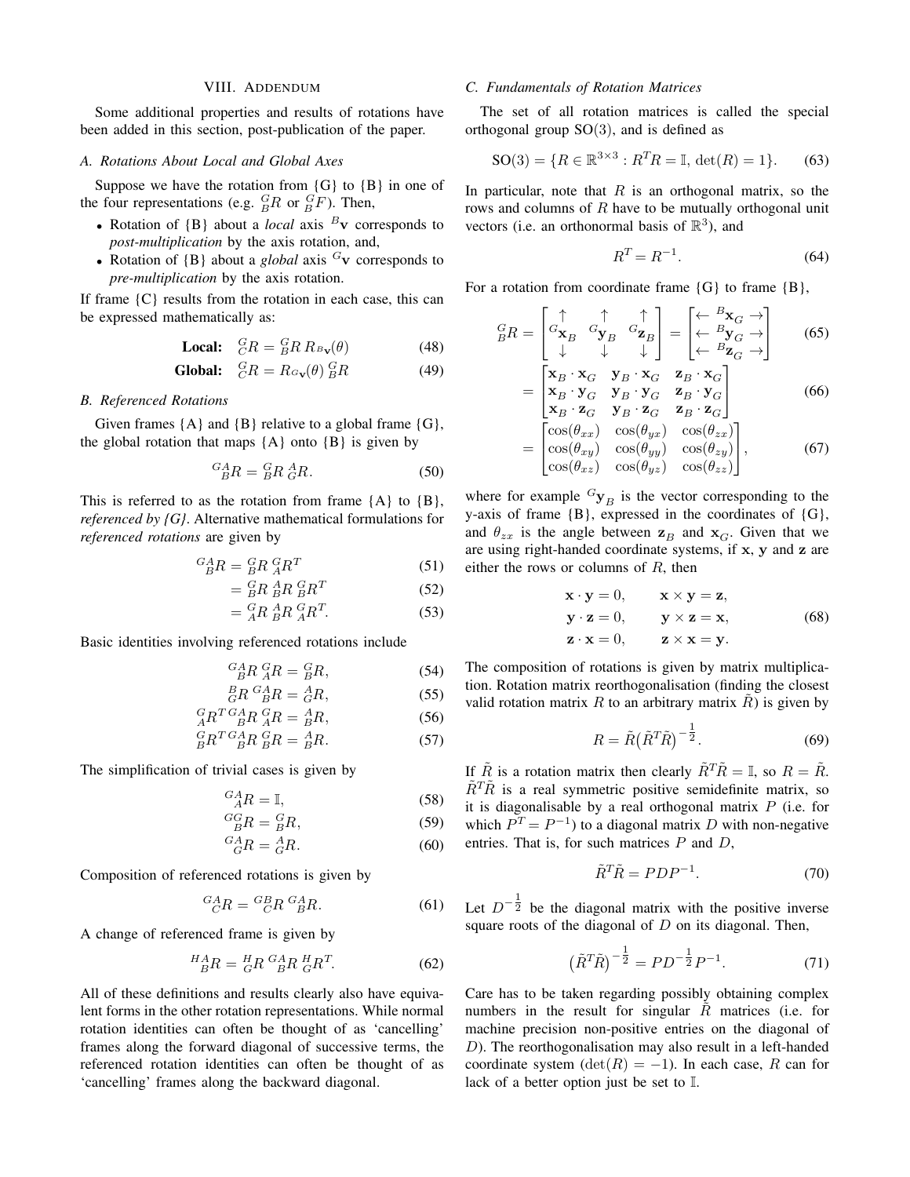## VIII. Addendum

Some additional properties and results of rotations have been added in this section, post-publication of the paper.

### A. Rotations About Local and Global Axes

Suppose we have the rotation from {G} to {B} in one of the four representations (e.g. ${}^G_BR$ or ${}^G_BF$). Then,

- Rotation of {B} about a *local* axis ${}^B\mathbf{v}$ corresponds to *post-multiplication* by the axis rotation, and,
- Rotation of {B} about a *global* axis ${}^G\mathbf{v}$ corresponds to *pre-multiplication* by the axis rotation.

If frame {C} results from the rotation in each case, this can be expressed mathematically as:

$$\textbf{Local:} \quad {}^G_CR = {}^G_BR\, R_{{}^B\mathbf{v}}(\theta) \tag{48}$$

$$\textbf{Global:} \quad {}^G_CR = R_{{}^G\mathbf{v}}(\theta)\, {}^G_BR \tag{49}$$

### B. Referenced Rotations

Given frames {A} and {B} relative to a global frame {G}, the global rotation that maps {A} onto {B} is given by

$${}^{GA}_{\;\;B}R = {}^G_BR\, {}^A_GR. \tag{50}$$

This is referred to as the rotation from frame {A} to {B}, *referenced by {G}*. Alternative mathematical formulations for *referenced rotations* are given by

$$\begin{aligned} {}^{GA}_{\;\;B}R &= {}^G_BR\, {}^G_AR^T &(51)\\ &= {}^G_BR\, {}^A_BR\, {}^G_BR^T &(52)\\ &= {}^G_AR\, {}^A_BR\, {}^G_AR^T. &(53) \end{aligned}$$

Basic identities involving referenced rotations include

$$\begin{aligned} {}^{GA}_{\;\;B}R\, {}^G_AR &= {}^G_BR, &(54)\\ {}^B_GR\, {}^{GA}_{\;\;B}R &= {}^A_GR, &(55)\\ {}^G_AR^T\, {}^{GA}_{\;\;B}R\, {}^G_AR &= {}^A_BR, &(56)\\ {}^G_BR^T\, {}^{GA}_{\;\;B}R\, {}^G_BR &= {}^A_BR. &(57) \end{aligned}$$

The simplification of trivial cases is given by

$$\begin{aligned} {}^{GA}_{\;\;A}R &= \mathbb{I}, &(58)\\ {}^{GG}_{\;\;B}R &= {}^G_BR, &(59)\\ {}^{GA}_{\;\;G}R &= {}^A_GR. &(60) \end{aligned}$$

Composition of referenced rotations is given by

$${}^{GA}_{\;\;C}R = {}^{GB}_{\;\;C}R\, {}^{GA}_{\;\;B}R. \tag{61}$$

A change of referenced frame is given by

$${}^{HA}_{\;\;B}R = {}^H_GR\, {}^{GA}_{\;\;B}R\, {}^H_GR^T. \tag{62}$$

All of these definitions and results clearly also have equivalent forms in the other rotation representations. While normal rotation identities can often be thought of as 'cancelling' frames along the forward diagonal of successive terms, the referenced rotation identities can often be thought of as 'cancelling' frames along the backward diagonal.

### C. Fundamentals of Rotation Matrices

The set of all rotation matrices is called the special orthogonal group SO(3), and is defined as

$$\mathrm{SO}(3) = \{R \in \mathbb{R}^{3\times 3} : R^TR = \mathbb{I},\, \det(R) = 1\}. \tag{63}$$

In particular, note that $R$ is an orthogonal matrix, so the rows and columns of $R$ have to be mutually orthogonal unit vectors (i.e. an orthonormal basis of $\mathbb{R}^3$), and

$$R^T = R^{-1}. \tag{64}$$

For a rotation from coordinate frame {G} to frame {B},

$${}^G_BR = \begin{bmatrix} \uparrow & \uparrow & \uparrow \\ {}^G\mathbf{x}_B & {}^G\mathbf{y}_B & {}^G\mathbf{z}_B \\ \downarrow & \downarrow & \downarrow \end{bmatrix} = \begin{bmatrix} \leftarrow & {}^B\mathbf{x}_G & \rightarrow \\ \leftarrow & {}^B\mathbf{y}_G & \rightarrow \\ \leftarrow & {}^B\mathbf{z}_G & \rightarrow \end{bmatrix} \tag{65}$$

$$= \begin{bmatrix} \mathbf{x}_B\cdot\mathbf{x}_G & \mathbf{y}_B\cdot\mathbf{x}_G & \mathbf{z}_B\cdot\mathbf{x}_G \\ \mathbf{x}_B\cdot\mathbf{y}_G & \mathbf{y}_B\cdot\mathbf{y}_G & \mathbf{z}_B\cdot\mathbf{y}_G \\ \mathbf{x}_B\cdot\mathbf{z}_G & \mathbf{y}_B\cdot\mathbf{z}_G & \mathbf{z}_B\cdot\mathbf{z}_G \end{bmatrix} \tag{66}$$

$$= \begin{bmatrix} \cos(\theta_{xx}) & \cos(\theta_{yx}) & \cos(\theta_{zx}) \\ \cos(\theta_{xy}) & \cos(\theta_{yy}) & \cos(\theta_{zy}) \\ \cos(\theta_{xz}) & \cos(\theta_{yz}) & \cos(\theta_{zz}) \end{bmatrix}, \tag{67}$$

where for example ${}^G\mathbf{y}_B$ is the vector corresponding to the y-axis of frame {B}, expressed in the coordinates of {G}, and $\theta_{zx}$ is the angle between $\mathbf{z}_B$ and $\mathbf{x}_G$. Given that we are using right-handed coordinate systems, if $\mathbf{x}$, $\mathbf{y}$ and $\mathbf{z}$ are either the rows or columns of $R$, then

$$\begin{aligned} \mathbf{x}\cdot\mathbf{y} &= 0, & \mathbf{x}\times\mathbf{y} &= \mathbf{z}, \\ \mathbf{y}\cdot\mathbf{z} &= 0, & \mathbf{y}\times\mathbf{z} &= \mathbf{x}, \\ \mathbf{z}\cdot\mathbf{x} &= 0, & \mathbf{z}\times\mathbf{x} &= \mathbf{y}. \end{aligned} \tag{68}$$

The composition of rotations is given by matrix multiplication. Rotation matrix reorthogonalisation (finding the closest valid rotation matrix $R$ to an arbitrary matrix $\tilde{R}$) is given by

$$R = \tilde{R}\big(\tilde{R}^T\tilde{R}\big)^{-\frac{1}{2}}. \tag{69}$$

If $\tilde{R}$ is a rotation matrix then clearly $\tilde{R}^T\tilde{R} = \mathbb{I}$, so $R = \tilde{R}$. $\tilde{R}^T\tilde{R}$ is a real symmetric positive semidefinite matrix, so it is diagonalisable by a real orthogonal matrix $P$ (i.e. for which $P^T = P^{-1}$) to a diagonal matrix $D$ with non-negative entries. That is, for such matrices $P$ and $D$,

$$\tilde{R}^T\tilde{R} = PDP^{-1}. \tag{70}$$

Let $D^{-\frac{1}{2}}$ be the diagonal matrix with the positive inverse square roots of the diagonal of $D$ on its diagonal. Then,

$$\big(\tilde{R}^T\tilde{R}\big)^{-\frac{1}{2}} = PD^{-\frac{1}{2}}P^{-1}. \tag{71}$$

Care has to be taken regarding possibly obtaining complex numbers in the result for singular $\tilde{R}$ matrices (i.e. for machine precision non-positive entries on the diagonal of $D$). The reorthogonalisation may also result in a left-handed coordinate system ($\det(R) = -1$). In each case, $R$ can for lack of a better option just be set to $\mathbb{I}$.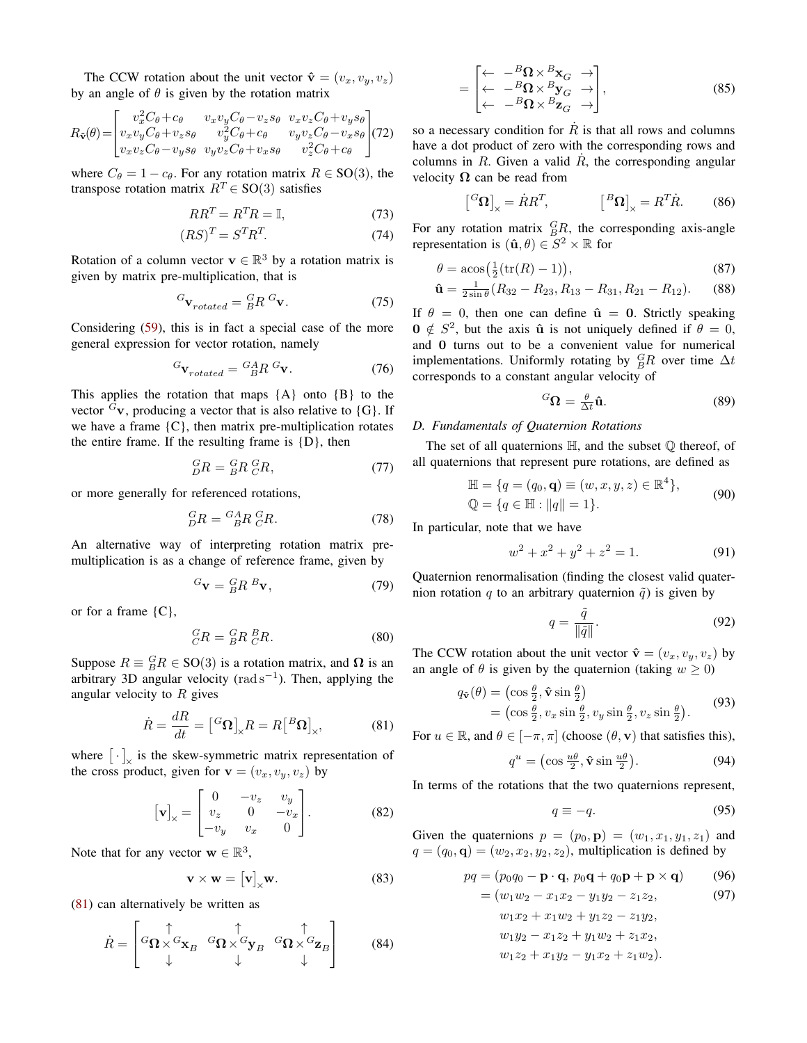The CCW rotation about the unit vector $\hat{\mathbf{v}} = (v_x, v_y, v_z)$ by an angle of $\theta$ is given by the rotation matrix

$$R_{\hat{\mathbf{v}}}(\theta) = \begin{bmatrix} v_x^2 C_\theta + c_\theta & v_x v_y C_\theta - v_z s_\theta & v_x v_z C_\theta + v_y s_\theta \\ v_x v_y C_\theta + v_z s_\theta & v_y^2 C_\theta + c_\theta & v_y v_z C_\theta - v_x s_\theta \\ v_x v_z C_\theta - v_y s_\theta & v_y v_z C_\theta + v_x s_\theta & v_z^2 C_\theta + c_\theta \end{bmatrix} \tag{72}$$

where $C_\theta = 1 - c_\theta$. For any rotation matrix $R \in \mathrm{SO}(3)$, the transpose rotation matrix $R^T \in \mathrm{SO}(3)$ satisfies

$$RR^T = R^T R = \mathbb{I}, \tag{73}$$

$$(RS)^T = S^T R^T. \tag{74}$$

Rotation of a column vector $\mathbf{v} \in \mathbb{R}^3$ by a rotation matrix is given by matrix pre-multiplication, that is

$${}^G\mathbf{v}_{rotated} = {}^G_B R \, {}^G\mathbf{v}. \tag{75}$$

Considering (59), this is in fact a special case of the more general expression for vector rotation, namely

$${}^G\mathbf{v}_{rotated} = {}^{GA}_{\;\;B} R \, {}^G\mathbf{v}. \tag{76}$$

This applies the rotation that maps {A} onto {B} to the vector ${}^G\mathbf{v}$, producing a vector that is also relative to {G}. If we have a frame {C}, then matrix pre-multiplication rotates the entire frame. If the resulting frame is {D}, then

$${}^G_D R = {}^G_B R \, {}^G_C R, \tag{77}$$

or more generally for referenced rotations,

$${}^G_D R = {}^{GA}_{\;\;B} R \, {}^G_C R. \tag{78}$$

An alternative way of interpreting rotation matrix pre-multiplication is as a change of reference frame, given by

$${}^G\mathbf{v} = {}^G_B R \, {}^B\mathbf{v}, \tag{79}$$

or for a frame {C},

$${}^G_C R = {}^G_B R \, {}^B_C R. \tag{80}$$

Suppose $R \equiv {}^G_B R \in \mathrm{SO}(3)$ is a rotation matrix, and $\mathbf{\Omega}$ is an arbitrary 3D angular velocity ($\mathrm{rad\,s^{-1}}$). Then, applying the angular velocity to $R$ gives

$$\dot{R} = \frac{dR}{dt} = \big[{}^G\mathbf{\Omega}\big]_\times R = R\big[{}^B\mathbf{\Omega}\big]_\times, \tag{81}$$

where $\big[\,\cdot\,\big]_\times$ is the skew-symmetric matrix representation of the cross product, given for $\mathbf{v} = (v_x, v_y, v_z)$ by

$$\big[\mathbf{v}\big]_\times = \begin{bmatrix} 0 & -v_z & v_y \\ v_z & 0 & -v_x \\ -v_y & v_x & 0 \end{bmatrix}. \tag{82}$$

Note that for any vector $\mathbf{w} \in \mathbb{R}^3$,

$$\mathbf{v} \times \mathbf{w} = \big[\mathbf{v}\big]_\times \mathbf{w}. \tag{83}$$

(81) can alternatively be written as

$$\dot{R} = \begin{bmatrix} \uparrow & \uparrow & \uparrow \\ {}^G\mathbf{\Omega} \times {}^G\mathbf{x}_B & {}^G\mathbf{\Omega} \times {}^G\mathbf{y}_B & {}^G\mathbf{\Omega} \times {}^G\mathbf{z}_B \\ \downarrow & \downarrow & \downarrow \end{bmatrix} \tag{84}$$

$$= \begin{bmatrix} \leftarrow & -{}^B\mathbf{\Omega} \times {}^B\mathbf{x}_G & \rightarrow \\ \leftarrow & -{}^B\mathbf{\Omega} \times {}^B\mathbf{y}_G & \rightarrow \\ \leftarrow & -{}^B\mathbf{\Omega} \times {}^B\mathbf{z}_G & \rightarrow \end{bmatrix}, \tag{85}$$

so a necessary condition for $\dot{R}$ is that all rows and columns have a dot product of zero with the corresponding rows and columns in $R$. Given a valid $\dot{R}$, the corresponding angular velocity $\mathbf{\Omega}$ can be read from

$$\big[{}^G\mathbf{\Omega}\big]_\times = \dot{R}R^T, \qquad \big[{}^B\mathbf{\Omega}\big]_\times = R^T\dot{R}. \tag{86}$$

For any rotation matrix ${}^G_B R$, the corresponding axis-angle representation is $(\hat{\mathbf{u}}, \theta) \in S^2 \times \mathbb{R}$ for

$$\theta = \operatorname{acos}\big(\tfrac{1}{2}(\operatorname{tr}(R) - 1)\big), \tag{87}$$

$$\hat{\mathbf{u}} = \tfrac{1}{2\sin\theta}(R_{32} - R_{23}, R_{13} - R_{31}, R_{21} - R_{12}). \tag{88}$$

If $\theta = 0$, then one can define $\hat{\mathbf{u}} = \mathbf{0}$. Strictly speaking $\mathbf{0} \notin S^2$, but the axis $\hat{\mathbf{u}}$ is not uniquely defined if $\theta = 0$, and $\mathbf{0}$ turns out to be a convenient value for numerical implementations. Uniformly rotating by ${}^G_B R$ over time $\Delta t$ corresponds to a constant angular velocity of

$${}^G\mathbf{\Omega} = \tfrac{\theta}{\Delta t}\hat{\mathbf{u}}. \tag{89}$$

### D. Fundamentals of Quaternion Rotations

The set of all quaternions $\mathbb{H}$, and the subset $\mathbb{Q}$ thereof, of all quaternions that represent pure rotations, are defined as

$$\begin{aligned} \mathbb{H} &= \{q = (q_0, \mathbf{q}) \equiv (w, x, y, z) \in \mathbb{R}^4\}, \\ \mathbb{Q} &= \{q \in \mathbb{H} : \|q\| = 1\}. \end{aligned} \tag{90}$$

In particular, note that we have

$$w^2 + x^2 + y^2 + z^2 = 1. \tag{91}$$

Quaternion renormalisation (finding the closest valid quaternion rotation $q$ to an arbitrary quaternion $\tilde{q}$) is given by

$$q = \frac{\tilde{q}}{\|\tilde{q}\|}. \tag{92}$$

The CCW rotation about the unit vector $\hat{\mathbf{v}} = (v_x, v_y, v_z)$ by an angle of $\theta$ is given by the quaternion (taking $w \geq 0$)

$$\begin{aligned} q_{\hat{\mathbf{v}}}(\theta) &= \big(\cos\tfrac{\theta}{2}, \hat{\mathbf{v}}\sin\tfrac{\theta}{2}\big) \\ &= \big(\cos\tfrac{\theta}{2}, v_x\sin\tfrac{\theta}{2}, v_y\sin\tfrac{\theta}{2}, v_z\sin\tfrac{\theta}{2}\big). \end{aligned} \tag{93}$$

For $u \in \mathbb{R}$, and $\theta \in [-\pi, \pi]$ (choose $(\theta, \mathbf{v})$ that satisfies this),

$$q^u = \big(\cos\tfrac{u\theta}{2}, \hat{\mathbf{v}}\sin\tfrac{u\theta}{2}\big). \tag{94}$$

In terms of the rotations that the two quaternions represent,

$$q \equiv -q. \tag{95}$$

Given the quaternions $p = (p_0, \mathbf{p}) = (w_1, x_1, y_1, z_1)$ and $q = (q_0, \mathbf{q}) = (w_2, x_2, y_2, z_2)$, multiplication is defined by

$$pq = (p_0 q_0 - \mathbf{p}\cdot\mathbf{q},\; p_0\mathbf{q} + q_0\mathbf{p} + \mathbf{p}\times\mathbf{q}) \tag{96}$$

$$\begin{aligned} = (&w_1 w_2 - x_1 x_2 - y_1 y_2 - z_1 z_2, \\ &w_1 x_2 + x_1 w_2 + y_1 z_2 - z_1 y_2, \\ &w_1 y_2 - x_1 z_2 + y_1 w_2 + z_1 x_2, \\ &w_1 z_2 + x_1 y_2 - y_1 x_2 + z_1 w_2). \end{aligned} \tag{97}$$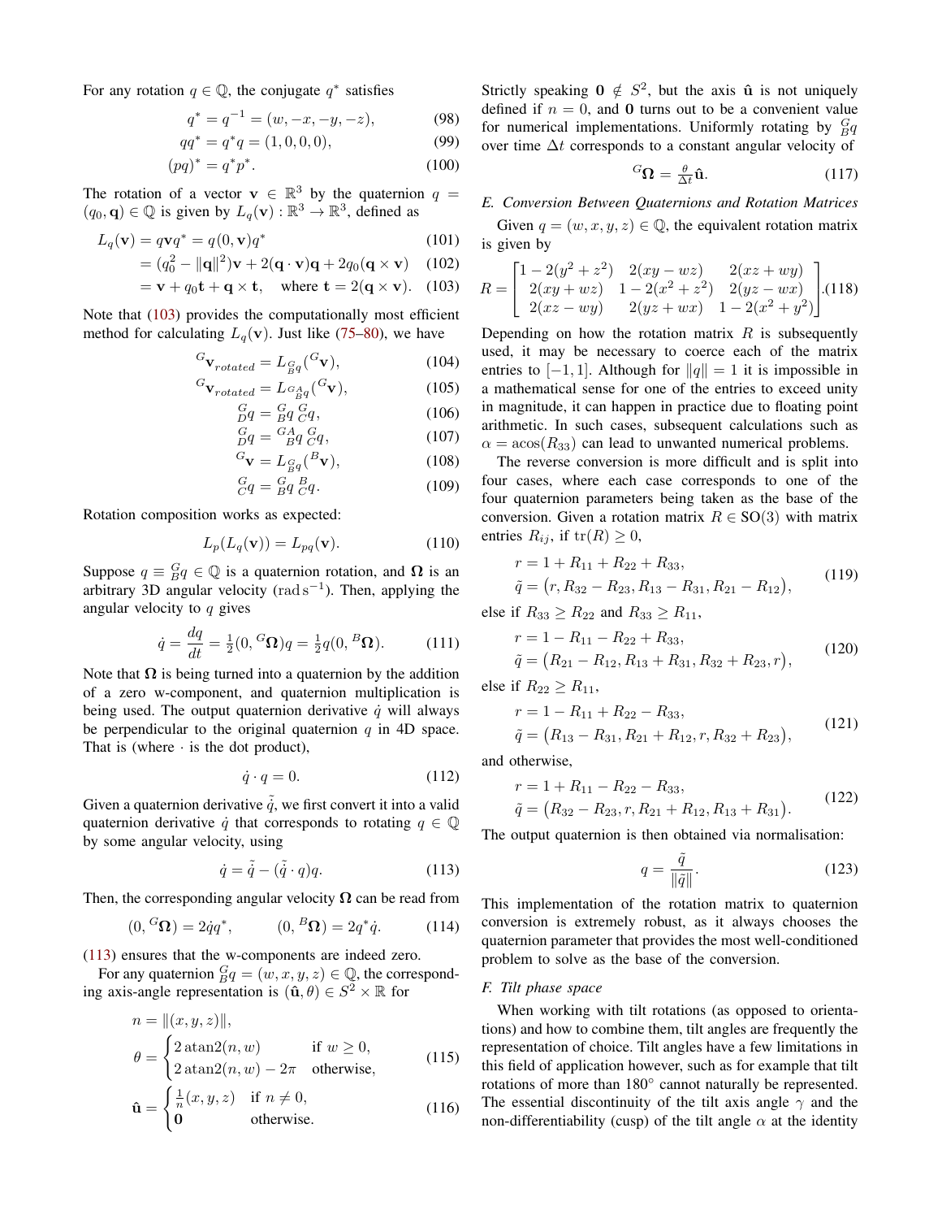For any rotation $q \in \mathbb{Q}$, the conjugate $q^*$ satisfies

$$q^* = q^{-1} = (w, -x, -y, -z), \tag{98}$$

$$qq^* = q^*q = (1, 0, 0, 0), \tag{99}$$

$$(pq)^* = q^*p^*. \tag{100}$$

The rotation of a vector $\mathbf{v} \in \mathbb{R}^3$ by the quaternion $q = (q_0, \mathbf{q}) \in \mathbb{Q}$ is given by $L_q(\mathbf{v}) : \mathbb{R}^3 \to \mathbb{R}^3$, defined as

$$\begin{aligned} L_q(\mathbf{v}) &= q\mathbf{v}q^* = q(0, \mathbf{v})q^* && (101)\\ &= (q_0^2 - \|\mathbf{q}\|^2)\mathbf{v} + 2(\mathbf{q}\cdot\mathbf{v})\mathbf{q} + 2q_0(\mathbf{q}\times\mathbf{v}) && (102)\\ &= \mathbf{v} + q_0\mathbf{t} + \mathbf{q}\times\mathbf{t}, \quad \text{where } \mathbf{t} = 2(\mathbf{q}\times\mathbf{v}). && (103) \end{aligned}$$

Note that (103) provides the computationally most efficient method for calculating $L_q(\mathbf{v})$. Just like (75–80), we have

$$^{G}\mathbf{v}_{rotated} = L_{^G_Bq}(^{G}\mathbf{v}), \tag{104}$$

$$^{G}\mathbf{v}_{rotated} = L_{^{GA}_{\;\;B}q}(^{G}\mathbf{v}), \tag{105}$$

$$^{G}_{D}q = {}^{G}_{B}q\,{}^{G}_{C}q, \tag{106}$$

$$^{G}_{D}q = {}^{GA}_{\;\;B}q\,{}^{G}_{C}q, \tag{107}$$

$$^{G}\mathbf{v} = L_{^G_Bq}(^{B}\mathbf{v}), \tag{108}$$

$$^{G}_{C}q = {}^{G}_{B}q\,{}^{B}_{C}q. \tag{109}$$

Rotation composition works as expected:

$$L_p(L_q(\mathbf{v})) = L_{pq}(\mathbf{v}). \tag{110}$$

Suppose $q \equiv {}^G_Bq \in \mathbb{Q}$ is a quaternion rotation, and $\mathbf{\Omega}$ is an arbitrary 3D angular velocity ($\mathrm{rad\,s^{-1}}$). Then, applying the angular velocity to $q$ gives

$$\dot{q} = \frac{dq}{dt} = \tfrac{1}{2}(0, {}^{G}\mathbf{\Omega})q = \tfrac{1}{2}q(0, {}^{B}\mathbf{\Omega}). \tag{111}$$

Note that $\mathbf{\Omega}$ is being turned into a quaternion by the addition of a zero w-component, and quaternion multiplication is being used. The output quaternion derivative $\dot{q}$ will always be perpendicular to the original quaternion $q$ in 4D space. That is (where $\cdot$ is the dot product),

$$\dot{q}\cdot q = 0. \tag{112}$$

Given a quaternion derivative $\tilde{\dot{q}}$, we first convert it into a valid quaternion derivative $\dot{q}$ that corresponds to rotating $q \in \mathbb{Q}$ by some angular velocity, using

$$\dot{q} = \tilde{\dot{q}} - (\tilde{\dot{q}}\cdot q)q. \tag{113}$$

Then, the corresponding angular velocity $\mathbf{\Omega}$ can be read from

$$(0, {}^{G}\mathbf{\Omega}) = 2\dot{q}q^*, \qquad (0, {}^{B}\mathbf{\Omega}) = 2q^*\dot{q}. \tag{114}$$

(113) ensures that the w-components are indeed zero.

For any quaternion ${}^G_Bq = (w, x, y, z) \in \mathbb{Q}$, the corresponding axis-angle representation is $(\hat{\mathbf{u}}, \theta) \in S^2 \times \mathbb{R}$ for

$$\begin{aligned} n &= \|(x, y, z)\|,\\ \theta &= \begin{cases} 2\,\mathrm{atan2}(n, w) & \text{if } w \geq 0,\\ 2\,\mathrm{atan2}(n, w) - 2\pi & \text{otherwise,} \end{cases} \end{aligned} \tag{115}$$

$$\hat{\mathbf{u}} = \begin{cases} \frac{1}{n}(x, y, z) & \text{if } n \neq 0,\\ \mathbf{0} & \text{otherwise.} \end{cases} \tag{116}$$

Strictly speaking $\mathbf{0} \notin S^2$, but the axis $\hat{\mathbf{u}}$ is not uniquely defined if $n = 0$, and $\mathbf{0}$ turns out to be a convenient value for numerical implementations. Uniformly rotating by ${}^G_Bq$ over time $\Delta t$ corresponds to a constant angular velocity of

$$^{G}\mathbf{\Omega} = \tfrac{\theta}{\Delta t}\hat{\mathbf{u}}. \tag{117}$$

### *E. Conversion Between Quaternions and Rotation Matrices*

Given $q = (w, x, y, z) \in \mathbb{Q}$, the equivalent rotation matrix is given by

$$R = \begin{bmatrix} 1 - 2(y^2 + z^2) & 2(xy - wz) & 2(xz + wy)\\ 2(xy + wz) & 1 - 2(x^2 + z^2) & 2(yz - wx)\\ 2(xz - wy) & 2(yz + wx) & 1 - 2(x^2 + y^2) \end{bmatrix}. \tag{118}$$

Depending on how the rotation matrix $R$ is subsequently used, it may be necessary to coerce each of the matrix entries to $[-1, 1]$. Although for $\|q\| = 1$ it is impossible in a mathematical sense for one of the entries to exceed unity in magnitude, it can happen in practice due to floating point arithmetic. In such cases, subsequent calculations such as $\alpha = \mathrm{acos}(R_{33})$ can lead to unwanted numerical problems.

The reverse conversion is more difficult and is split into four cases, where each case corresponds to one of the four quaternion parameters being taken as the base of the conversion. Given a rotation matrix $R \in \mathrm{SO}(3)$ with matrix entries $R_{ij}$, if $\mathrm{tr}(R) \geq 0$,

$$\begin{aligned} r &= 1 + R_{11} + R_{22} + R_{33},\\ \tilde{q} &= \big(r, R_{32} - R_{23}, R_{13} - R_{31}, R_{21} - R_{12}\big), \end{aligned} \tag{119}$$

else if $R_{33} \geq R_{22}$ and $R_{33} \geq R_{11}$,

$$\begin{aligned} r &= 1 - R_{11} - R_{22} + R_{33},\\ \tilde{q} &= \big(R_{21} - R_{12}, R_{13} + R_{31}, R_{32} + R_{23}, r\big), \end{aligned} \tag{120}$$

else if $R_{22} \geq R_{11}$,

$$\begin{aligned} r &= 1 - R_{11} + R_{22} - R_{33},\\ \tilde{q} &= \big(R_{13} - R_{31}, R_{21} + R_{12}, r, R_{32} + R_{23}\big), \end{aligned} \tag{121}$$

and otherwise,

$$\begin{aligned} r &= 1 + R_{11} - R_{22} - R_{33},\\ \tilde{q} &= \big(R_{32} - R_{23}, r, R_{21} + R_{12}, R_{13} + R_{31}\big). \end{aligned} \tag{122}$$

The output quaternion is then obtained via normalisation:

$$q = \frac{\tilde{q}}{\|\tilde{q}\|}. \tag{123}$$

This implementation of the rotation matrix to quaternion conversion is extremely robust, as it always chooses the quaternion parameter that provides the most well-conditioned problem to solve as the base of the conversion.

### *F. Tilt phase space*

When working with tilt rotations (as opposed to orientations) and how to combine them, tilt angles are frequently the representation of choice. Tilt angles have a few limitations in this field of application however, such as for example that tilt rotations of more than 180° cannot naturally be represented. The essential discontinuity of the tilt axis angle $\gamma$ and the non-differentiability (cusp) of the tilt angle $\alpha$ at the identity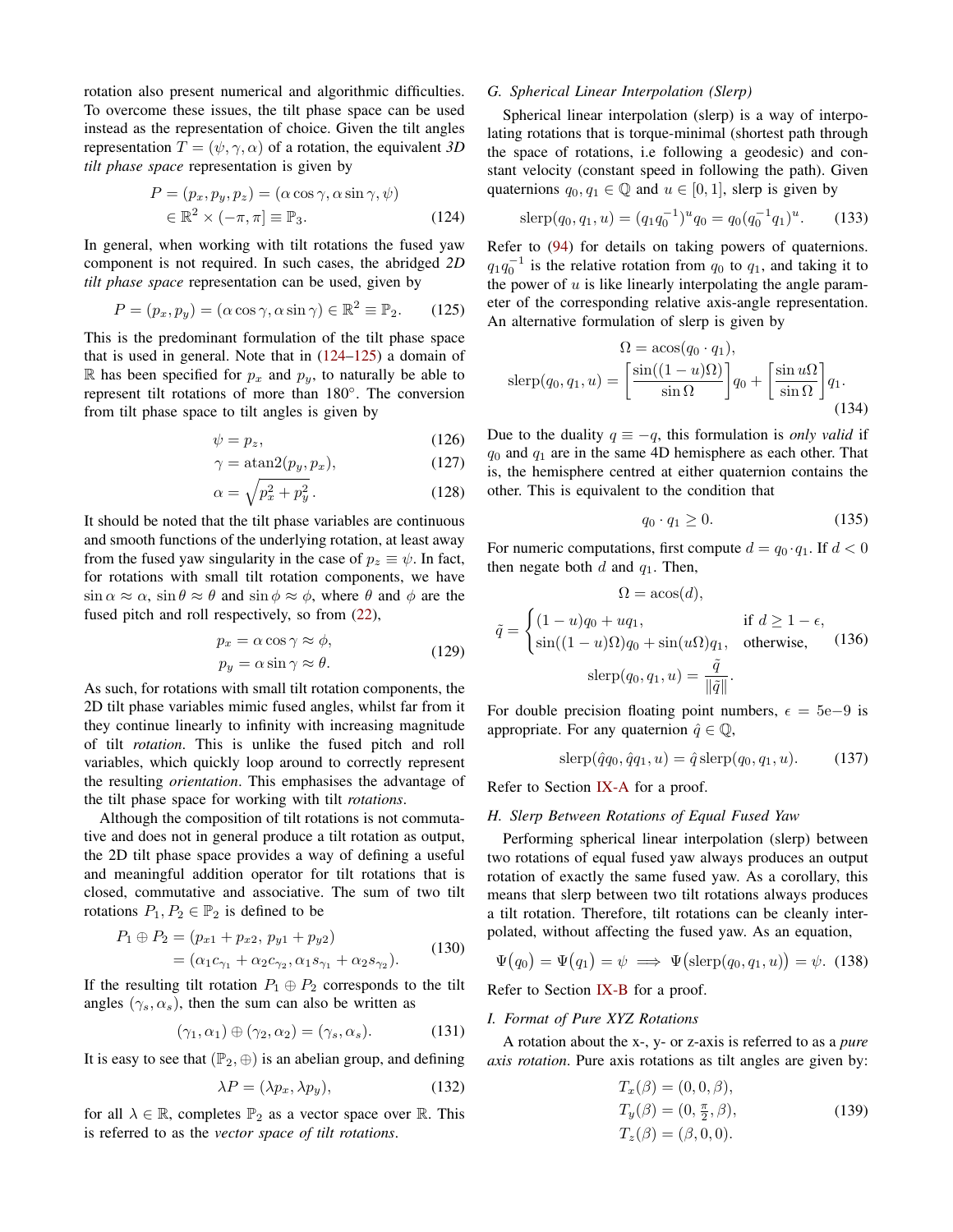rotation also present numerical and algorithmic difficulties. To overcome these issues, the tilt phase space can be used instead as the representation of choice. Given the tilt angles representation $T = (\psi, \gamma, \alpha)$ of a rotation, the equivalent *3D tilt phase space* representation is given by

$$
\begin{aligned}
P = (p_x, p_y, p_z) &= (\alpha \cos\gamma, \alpha \sin\gamma, \psi) \\
&\in \mathbb{R}^2 \times (-\pi, \pi] \equiv \mathbb{P}_3.
\end{aligned} \tag{124}
$$

In general, when working with tilt rotations the fused yaw component is not required. In such cases, the abridged *2D tilt phase space* representation can be used, given by

$$
P = (p_x, p_y) = (\alpha \cos\gamma, \alpha \sin\gamma) \in \mathbb{R}^2 \equiv \mathbb{P}_2. \tag{125}
$$

This is the predominant formulation of the tilt phase space that is used in general. Note that in (124–125) a domain of $\mathbb{R}$ has been specified for $p_x$ and $p_y$, to naturally be able to represent tilt rotations of more than 180°. The conversion from tilt phase space to tilt angles is given by

$$
\psi = p_z, \tag{126}
$$

$$
\gamma = \operatorname{atan2}(p_y, p_x), \tag{127}
$$

$$
\alpha = \sqrt{p_x^2 + p_y^2}\,. \tag{128}
$$

It should be noted that the tilt phase variables are continuous and smooth functions of the underlying rotation, at least away from the fused yaw singularity in the case of $p_z \equiv \psi$. In fact, for rotations with small tilt rotation components, we have $\sin\alpha \approx \alpha$, $\sin\theta \approx \theta$ and $\sin\phi \approx \phi$, where $\theta$ and $\phi$ are the fused pitch and roll respectively, so from (22),

$$
\begin{aligned}
p_x &= \alpha \cos\gamma \approx \phi, \\
p_y &= \alpha \sin\gamma \approx \theta.
\end{aligned} \tag{129}
$$

As such, for rotations with small tilt rotation components, the 2D tilt phase variables mimic fused angles, whilst far from it they continue linearly to infinity with increasing magnitude of tilt *rotation*. This is unlike the fused pitch and roll variables, which quickly loop around to correctly represent the resulting *orientation*. This emphasises the advantage of the tilt phase space for working with tilt *rotations*.

Although the composition of tilt rotations is not commutative and does not in general produce a tilt rotation as output, the 2D tilt phase space provides a way of defining a useful and meaningful addition operator for tilt rotations that is closed, commutative and associative. The sum of two tilt rotations $P_1, P_2 \in \mathbb{P}_2$ is defined to be

$$
\begin{aligned}
P_1 \oplus P_2 &= (p_{x1} + p_{x2},\, p_{y1} + p_{y2}) \\
&= (\alpha_1 c_{\gamma_1} + \alpha_2 c_{\gamma_2}, \alpha_1 s_{\gamma_1} + \alpha_2 s_{\gamma_2}).
\end{aligned} \tag{130}
$$

If the resulting tilt rotation $P_1 \oplus P_2$ corresponds to the tilt angles $(\gamma_s, \alpha_s)$, then the sum can also be written as

$$
(\gamma_1, \alpha_1) \oplus (\gamma_2, \alpha_2) = (\gamma_s, \alpha_s). \tag{131}
$$

It is easy to see that $(\mathbb{P}_2, \oplus)$ is an abelian group, and defining

$$
\lambda P = (\lambda p_x, \lambda p_y), \tag{132}
$$

for all $\lambda \in \mathbb{R}$, completes $\mathbb{P}_2$ as a vector space over $\mathbb{R}$. This is referred to as the *vector space of tilt rotations*.

### G. Spherical Linear Interpolation (Slerp)

Spherical linear interpolation (slerp) is a way of interpolating rotations that is torque-minimal (shortest path through the space of rotations, i.e following a geodesic) and constant velocity (constant speed in following the path). Given quaternions $q_0, q_1 \in \mathbb{Q}$ and $u \in [0, 1]$, slerp is given by

$$
\operatorname{slerp}(q_0, q_1, u) = (q_1 q_0^{-1})^u q_0 = q_0 (q_0^{-1} q_1)^u. \tag{133}
$$

Refer to (94) for details on taking powers of quaternions. $q_1 q_0^{-1}$ is the relative rotation from $q_0$ to $q_1$, and taking it to the power of $u$ is like linearly interpolating the angle parameter of the corresponding relative axis-angle representation. An alternative formulation of slerp is given by

$$
\begin{aligned}
\Omega &= \operatorname{acos}(q_0 \cdot q_1), \\
\operatorname{slerp}(q_0, q_1, u) &= \left[\frac{\sin((1-u)\Omega)}{\sin\Omega}\right] q_0 + \left[\frac{\sin u\Omega}{\sin\Omega}\right] q_1.
\end{aligned} \tag{134}
$$

Due to the duality $q \equiv -q$, this formulation is *only valid* if $q_0$ and $q_1$ are in the same 4D hemisphere as each other. That is, the hemisphere centred at either quaternion contains the other. This is equivalent to the condition that

$$
q_0 \cdot q_1 \geq 0. \tag{135}
$$

For numeric computations, first compute $d = q_0 \cdot q_1$. If $d < 0$ then negate both $d$ and $q_1$. Then,

$$
\begin{aligned}
\Omega &= \operatorname{acos}(d), \\
\tilde{q} &= \begin{cases} (1-u)q_0 + uq_1, & \text{if } d \geq 1 - \epsilon, \\ \sin((1-u)\Omega)q_0 + \sin(u\Omega)q_1, & \text{otherwise}, \end{cases} \\
\operatorname{slerp}(q_0, q_1, u) &= \frac{\tilde{q}}{\|\tilde{q}\|}.
\end{aligned} \tag{136}
$$

For double precision floating point numbers, $\epsilon = 5\mathrm{e}{-9}$ is appropriate. For any quaternion $\hat{q} \in \mathbb{Q}$,

$$
\operatorname{slerp}(\hat{q} q_0, \hat{q} q_1, u) = \hat{q} \operatorname{slerp}(q_0, q_1, u). \tag{137}
$$

Refer to Section IX-A for a proof.

### H. Slerp Between Rotations of Equal Fused Yaw

Performing spherical linear interpolation (slerp) between two rotations of equal fused yaw always produces an output rotation of exactly the same fused yaw. As a corollary, this means that slerp between two tilt rotations always produces a tilt rotation. Therefore, tilt rotations can be cleanly interpolated, without affecting the fused yaw. As an equation,

$$
\Psi\big(q_0\big) = \Psi\big(q_1\big) = \psi \implies \Psi\big(\operatorname{slerp}(q_0, q_1, u)\big) = \psi. \tag{138}
$$

Refer to Section IX-B for a proof.

### I. Format of Pure XYZ Rotations

A rotation about the x-, y- or z-axis is referred to as a *pure axis rotation*. Pure axis rotations as tilt angles are given by:

$$
\begin{aligned}
T_x(\beta) &= (0, 0, \beta), \\
T_y(\beta) &= (0, \tfrac{\pi}{2}, \beta), \\
T_z(\beta) &= (\beta, 0, 0).
\end{aligned} \tag{139}
$$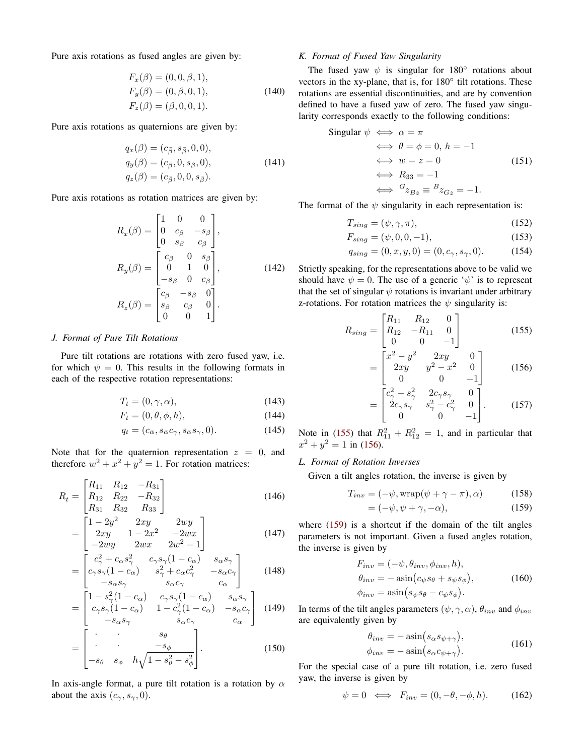Pure axis rotations as fused angles are given by:

$$
\begin{aligned}
F_x(\beta) &= (0, 0, \beta, 1), \\
F_y(\beta) &= (0, \beta, 0, 1), \\
F_z(\beta) &= (\beta, 0, 0, 1).
\end{aligned} \tag{140}
$$

Pure axis rotations as quaternions are given by:

$$
\begin{aligned}
q_x(\beta) &= (c_{\bar{\beta}}, s_{\bar{\beta}}, 0, 0), \\
q_y(\beta) &= (c_{\bar{\beta}}, 0, s_{\bar{\beta}}, 0), \\
q_z(\beta) &= (c_{\bar{\beta}}, 0, 0, s_{\bar{\beta}}).
\end{aligned} \tag{141}
$$

Pure axis rotations as rotation matrices are given by:

$$
\begin{aligned}
R_x(\beta) &= \begin{bmatrix} 1 & 0 & 0 \\ 0 & c_\beta & -s_\beta \\ 0 & s_\beta & c_\beta \end{bmatrix}, \\
R_y(\beta) &= \begin{bmatrix} c_\beta & 0 & s_\beta \\ 0 & 1 & 0 \\ -s_\beta & 0 & c_\beta \end{bmatrix}, \\
R_z(\beta) &= \begin{bmatrix} c_\beta & -s_\beta & 0 \\ s_\beta & c_\beta & 0 \\ 0 & 0 & 1 \end{bmatrix}.
\end{aligned} \tag{142}
$$

### J. Format of Pure Tilt Rotations

Pure tilt rotations are rotations with zero fused yaw, i.e. for which $\psi = 0$. This results in the following formats in each of the respective rotation representations:

$$T_t = (0, \gamma, \alpha), \tag{143}$$

$$F_t = (0, \theta, \phi, h), \tag{144}$$

$$q_t = (c_{\bar{\alpha}}, s_{\bar{\alpha}}c_\gamma, s_{\bar{\alpha}}s_\gamma, 0). \tag{145}$$

Note that for the quaternion representation $z = 0$, and therefore $w^2 + x^2 + y^2 = 1$. For rotation matrices:

$$R_t = \begin{bmatrix} R_{11} & R_{12} & -R_{31} \\ R_{12} & R_{22} & -R_{32} \\ R_{31} & R_{32} & R_{33} \end{bmatrix} \tag{146}$$

$$= \begin{bmatrix} 1-2y^2 & 2xy & 2wy \\ 2xy & 1-2x^2 & -2wx \\ -2wy & 2wx & 2w^2-1 \end{bmatrix} \tag{147}$$

$$= \begin{bmatrix} c_\gamma^2 + c_\alpha s_\gamma^2 & c_\gamma s_\gamma(1-c_\alpha) & s_\alpha s_\gamma \\ c_\gamma s_\gamma(1-c_\alpha) & s_\gamma^2 + c_\alpha c_\gamma^2 & -s_\alpha c_\gamma \\ -s_\alpha s_\gamma & s_\alpha c_\gamma & c_\alpha \end{bmatrix} \tag{148}$$

$$= \begin{bmatrix} 1-s_\gamma^2(1-c_\alpha) & c_\gamma s_\gamma(1-c_\alpha) & s_\alpha s_\gamma \\ c_\gamma s_\gamma(1-c_\alpha) & 1-c_\gamma^2(1-c_\alpha) & -s_\alpha c_\gamma \\ -s_\alpha s_\gamma & s_\alpha c_\gamma & c_\alpha \end{bmatrix} \tag{149}$$

$$= \begin{bmatrix} \cdot & \cdot & s_\theta \\ \cdot & \cdot & -s_\phi \\ -s_\theta & s_\phi & h\sqrt{1-s_\theta^2-s_\phi^2} \end{bmatrix}. \tag{150}$$

In axis-angle format, a pure tilt rotation is a rotation by $\alpha$ about the axis $(c_\gamma, s_\gamma, 0)$.

### K. Format of Fused Yaw Singularity

The fused yaw $\psi$ is singular for $180°$ rotations about vectors in the xy-plane, that is, for $180°$ tilt rotations. These rotations are essential discontinuities, and are by convention defined to have a fused yaw of zero. The fused yaw singularity corresponds exactly to the following conditions:

$$
\begin{aligned}
\text{Singular } \psi \iff& \alpha = \pi \\
\iff& \theta = \phi = 0,\ h = -1 \\
\iff& w = z = 0 \\
\iff& R_{33} = -1 \\
\iff& {}^G z_{Bz} \equiv {}^B z_{Gz} = -1.
\end{aligned} \tag{151}
$$

The format of the $\psi$ singularity in each representation is:

$$T_{sing} = (\psi, \gamma, \pi), \tag{152}$$

$$F_{sing} = (\psi, 0, 0, -1), \tag{153}$$

$$q_{sing} = (0, x, y, 0) = (0, c_\gamma, s_\gamma, 0). \tag{154}$$

Strictly speaking, for the representations above to be valid we should have $\psi = 0$. The use of a generic '$\psi$' is to represent that the set of singular $\psi$ rotations is invariant under arbitrary z-rotations. For rotation matrices the $\psi$ singularity is:

$$R_{sing} = \begin{bmatrix} R_{11} & R_{12} & 0 \\ R_{12} & -R_{11} & 0 \\ 0 & 0 & -1 \end{bmatrix} \tag{155}$$

$$= \begin{bmatrix} x^2-y^2 & 2xy & 0 \\ 2xy & y^2-x^2 & 0 \\ 0 & 0 & -1 \end{bmatrix} \tag{156}$$

$$= \begin{bmatrix} c_\gamma^2 - s_\gamma^2 & 2c_\gamma s_\gamma & 0 \\ 2c_\gamma s_\gamma & s_\gamma^2 - c_\gamma^2 & 0 \\ 0 & 0 & -1 \end{bmatrix}. \tag{157}$$

Note in (155) that $R_{11}^2 + R_{12}^2 = 1$, and in particular that $x^2 + y^2 = 1$ in (156).

### L. Format of Rotation Inverses

Given a tilt angles rotation, the inverse is given by

$$T_{inv} = (-\psi, \operatorname{wrap}(\psi + \gamma - \pi), \alpha) \tag{158}$$

$$= (-\psi, \psi + \gamma, -\alpha), \tag{159}$$

where (159) is a shortcut if the domain of the tilt angles parameters is not important. Given a fused angles rotation, the inverse is given by

$$
\begin{aligned}
F_{inv} &= (-\psi, \theta_{inv}, \phi_{inv}, h), \\
\theta_{inv} &= -\operatorname{asin}\big(c_\psi s_\theta + s_\psi s_\phi\big), \\
\phi_{inv} &= \operatorname{asin}\big(s_\psi s_\theta - c_\psi s_\phi\big).
\end{aligned} \tag{160}
$$

In terms of the tilt angles parameters $(\psi, \gamma, \alpha)$, $\theta_{inv}$ and $\phi_{inv}$ are equivalently given by

$$
\begin{aligned}
\theta_{inv} &= -\operatorname{asin}\big(s_\alpha s_{\psi+\gamma}\big), \\
\phi_{inv} &= -\operatorname{asin}\big(s_\alpha c_{\psi+\gamma}\big).
\end{aligned} \tag{161}
$$

For the special case of a pure tilt rotation, i.e. zero fused yaw, the inverse is given by

$$\psi = 0 \iff F_{inv} = (0, -\theta, -\phi, h). \tag{162}$$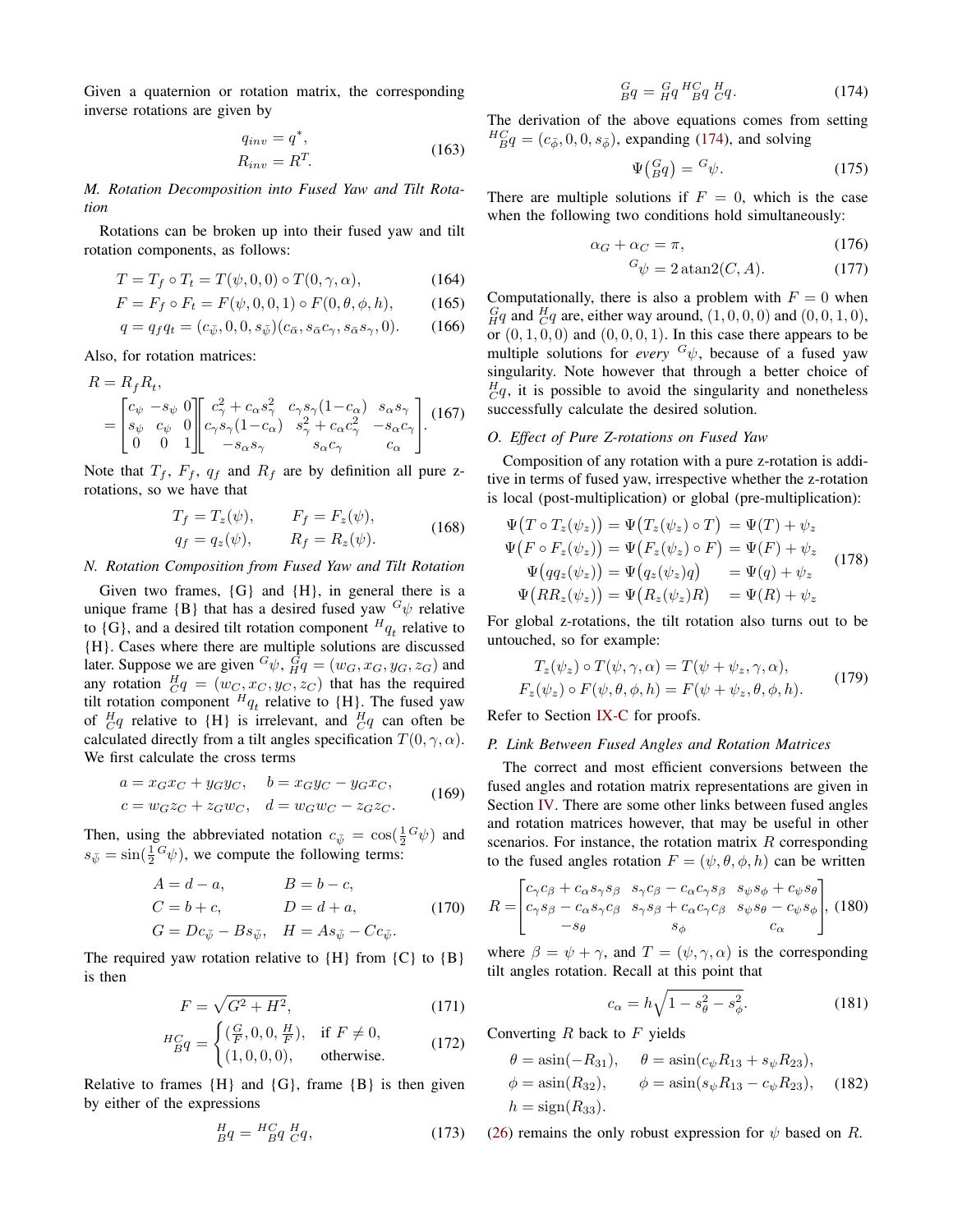Given a quaternion or rotation matrix, the corresponding inverse rotations are given by

$$
\begin{aligned}
q_{inv} &= q^*, \\
R_{inv} &= R^T.
\end{aligned} \tag{163}
$$

### M. Rotation Decomposition into Fused Yaw and Tilt Rotation

Rotations can be broken up into their fused yaw and tilt rotation components, as follows:

$$
T = T_f \circ T_t = T(\psi, 0, 0) \circ T(0, \gamma, \alpha), \tag{164}
$$

$$
F = F_f \circ F_t = F(\psi, 0, 0, 1) \circ F(0, \theta, \phi, h), \tag{165}
$$

$$
q = q_f q_t = (c_{\bar{\psi}}, 0, 0, s_{\bar{\psi}})(c_{\bar{\alpha}}, s_{\bar{\alpha}} c_\gamma, s_{\bar{\alpha}} s_\gamma, 0). \tag{166}
$$

Also, for rotation matrices:

$$
\begin{aligned}
R &= R_f R_t, \\
&= \begin{bmatrix} c_\psi & -s_\psi & 0 \\ s_\psi & c_\psi & 0 \\ 0 & 0 & 1 \end{bmatrix} \begin{bmatrix} c_\gamma^2 + c_\alpha s_\gamma^2 & c_\gamma s_\gamma (1 - c_\alpha) & s_\alpha s_\gamma \\ c_\gamma s_\gamma (1 - c_\alpha) & s_\gamma^2 + c_\alpha c_\gamma^2 & -s_\alpha c_\gamma \\ -s_\alpha s_\gamma & s_\alpha c_\gamma & c_\alpha \end{bmatrix}.
\end{aligned} \tag{167}
$$

Note that $T_f$, $F_f$, $q_f$ and $R_f$ are by definition all pure z-rotations, so we have that

$$
\begin{aligned}
T_f &= T_z(\psi), \qquad & F_f &= F_z(\psi), \\
q_f &= q_z(\psi), \qquad & R_f &= R_z(\psi).
\end{aligned} \tag{168}
$$

### N. Rotation Composition from Fused Yaw and Tilt Rotation

Given two frames, {G} and {H}, in general there is a unique frame {B} that has a desired fused yaw ${}^G\psi$ relative to {G}, and a desired tilt rotation component ${}^Hq_t$ relative to {H}. Cases where there are multiple solutions are discussed later. Suppose we are given ${}^G\psi$, ${}^G_Hq = (w_G, x_G, y_G, z_G)$ and any rotation ${}^H_Cq = (w_C, x_C, y_C, z_C)$ that has the required tilt rotation component ${}^Hq_t$ relative to {H}. The fused yaw of ${}^H_Cq$ relative to {H} is irrelevant, and ${}^H_Cq$ can often be calculated directly from a tilt angles specification $T(0, \gamma, \alpha)$. We first calculate the cross terms

$$
\begin{aligned}
a &= x_G x_C + y_G y_C, \quad & b &= x_G y_C - y_G x_C, \\
c &= w_G z_C + z_G w_C, \quad & d &= w_G w_C - z_G z_C.
\end{aligned} \tag{169}
$$

Then, using the abbreviated notation $c_{\bar{\psi}} = \cos(\frac{1}{2}{}^G\psi)$ and $s_{\bar{\psi}} = \sin(\frac{1}{2}{}^G\psi)$, we compute the following terms:

$$
\begin{aligned}
A &= d - a, \qquad & B &= b - c, \\
C &= b + c, \qquad & D &= d + a, \\
G &= D c_{\bar{\psi}} - B s_{\bar{\psi}}, \quad & H &= A s_{\bar{\psi}} - C c_{\bar{\psi}}.
\end{aligned} \tag{170}
$$

The required yaw rotation relative to {H} from {C} to {B} is then

$$
F = \sqrt{G^2 + H^2}, \tag{171}
$$

$$
{}^{HC}_{B}q = \begin{cases} (\frac{G}{F}, 0, 0, \frac{H}{F}), & \text{if } F \neq 0, \\ (1, 0, 0, 0), & \text{otherwise.} \end{cases} \tag{172}
$$

Relative to frames {H} and {G}, frame {B} is then given by either of the expressions

$$
{}^H_Bq = {}^{HC}_{B}q \, {}^H_Cq, \tag{173}
$$

$$
{}^G_Bq = {}^G_Hq \, {}^{HC}_{B}q \, {}^H_Cq. \tag{174}
$$

The derivation of the above equations comes from setting ${}^{HC}_{B}q = (c_{\bar{\phi}}, 0, 0, s_{\bar{\phi}})$, expanding (174), and solving

$$
\Psi\big({}^G_Bq\big) = {}^G\psi. \tag{175}
$$

There are multiple solutions if $F = 0$, which is the case when the following two conditions hold simultaneously:

$$
\alpha_G + \alpha_C = \pi, \tag{176}
$$

$$
{}^G\psi = 2\,\mathrm{atan2}(C, A). \tag{177}
$$

Computationally, there is also a problem with $F = 0$ when ${}^G_Hq$ and ${}^H_Cq$ are, either way around, $(1, 0, 0, 0)$ and $(0, 0, 1, 0)$, or $(0, 1, 0, 0)$ and $(0, 0, 0, 1)$. In this case there appears to be multiple solutions for *every* ${}^G\psi$, because of a fused yaw singularity. Note however that through a better choice of ${}^H_Cq$, it is possible to avoid the singularity and nonetheless successfully calculate the desired solution.

### O. Effect of Pure Z-rotations on Fused Yaw

Composition of any rotation with a pure z-rotation is additive in terms of fused yaw, irrespective whether the z-rotation is local (post-multiplication) or global (pre-multiplication):

$$
\begin{aligned}
\Psi\big(T \circ T_z(\psi_z)\big) &= \Psi\big(T_z(\psi_z) \circ T\big) &= \Psi(T) + \psi_z \\
\Psi\big(F \circ F_z(\psi_z)\big) &= \Psi\big(F_z(\psi_z) \circ F\big) &= \Psi(F) + \psi_z \\
\Psi\big(q q_z(\psi_z)\big) &= \Psi\big(q_z(\psi_z) q\big) &= \Psi(q) + \psi_z \\
\Psi\big(R R_z(\psi_z)\big) &= \Psi\big(R_z(\psi_z) R\big) &= \Psi(R) + \psi_z
\end{aligned} \tag{178}
$$

For global z-rotations, the tilt rotation also turns out to be untouched, so for example:

$$
\begin{aligned}
T_z(\psi_z) \circ T(\psi, \gamma, \alpha) &= T(\psi + \psi_z, \gamma, \alpha), \\
F_z(\psi_z) \circ F(\psi, \theta, \phi, h) &= F(\psi + \psi_z, \theta, \phi, h).
\end{aligned} \tag{179}
$$

Refer to Section IX-C for proofs.

### P. Link Between Fused Angles and Rotation Matrices

The correct and most efficient conversions between the fused angles and rotation matrix representations are given in Section IV. There are some other links between fused angles and rotation matrices however, that may be useful in other scenarios. For instance, the rotation matrix $R$ corresponding to the fused angles rotation $F = (\psi, \theta, \phi, h)$ can be written

$$
R = \begin{bmatrix} c_\gamma c_\beta + c_\alpha s_\gamma s_\beta & s_\gamma c_\beta - c_\alpha c_\gamma s_\beta & s_\psi s_\phi + c_\psi s_\theta \\ c_\gamma s_\beta - c_\alpha s_\gamma c_\beta & s_\gamma s_\beta + c_\alpha c_\gamma c_\beta & s_\psi s_\theta - c_\psi s_\phi \\ -s_\theta & s_\phi & c_\alpha \end{bmatrix}, \tag{180}
$$

where $\beta = \psi + \gamma$, and $T = (\psi, \gamma, \alpha)$ is the corresponding tilt angles rotation. Recall at this point that

$$
c_\alpha = h\sqrt{1 - s_\theta^2 - s_\phi^2}. \tag{181}
$$

Converting $R$ back to $F$ yields

$$
\begin{aligned}
\theta &= \mathrm{asin}(-R_{31}), \qquad & \theta &= \mathrm{asin}(c_\psi R_{13} + s_\psi R_{23}), \\
\phi &= \mathrm{asin}(R_{32}), \qquad & \phi &= \mathrm{asin}(s_\psi R_{13} - c_\psi R_{23}), \\
h &= \mathrm{sign}(R_{33}).
\end{aligned} \tag{182}
$$

(26) remains the only robust expression for $\psi$ based on $R$.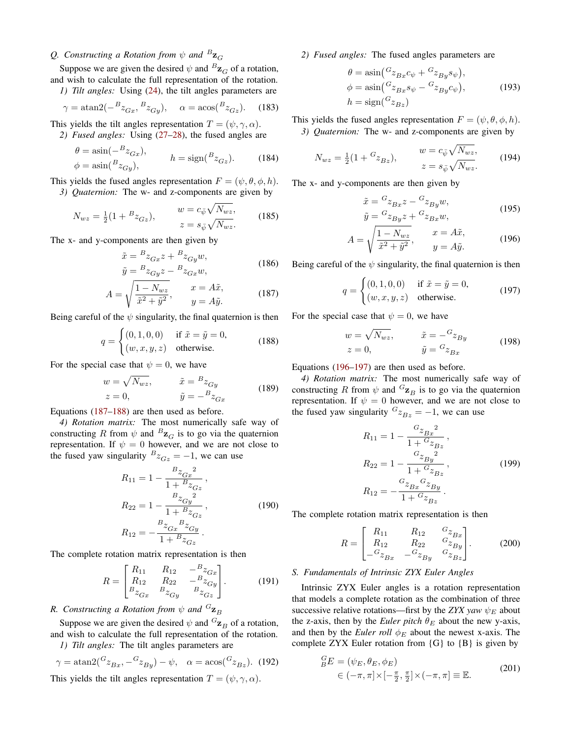### Q. Constructing a Rotation from $\psi$ and ${}^B\mathbf{z}_G$

Suppose we are given the desired $\psi$ and ${}^B\mathbf{z}_G$ of a rotation, and wish to calculate the full representation of the rotation.

*1) Tilt angles:* Using (24), the tilt angles parameters are

$$\gamma = \operatorname{atan2}(-{}^B z_{Gx}, {}^B z_{Gy}), \quad \alpha = \operatorname{acos}({}^B z_{Gz}). \tag{183}$$

This yields the tilt angles representation $T = (\psi, \gamma, \alpha)$.

*2) Fused angles:* Using (27–28), the fused angles are

$$\begin{aligned} \theta &= \operatorname{asin}(-{}^B z_{Gx}), \\ \phi &= \operatorname{asin}({}^B z_{Gy}), \end{aligned} \qquad h = \operatorname{sign}({}^B z_{Gz}). \tag{184}$$

This yields the fused angles representation $F = (\psi, \theta, \phi, h)$.

*3) Quaternion:* The w- and z-components are given by

$$N_{wz} = \tfrac{1}{2}(1 + {}^B z_{Gz}), \qquad \begin{aligned} w &= c_{\bar{\psi}}\sqrt{N_{wz}}, \\ z &= s_{\bar{\psi}}\sqrt{N_{wz}}. \end{aligned} \tag{185}$$

The x- and y-components are then given by

$$\begin{aligned} \tilde{x} &= {}^B z_{Gx} z + {}^B z_{Gy} w, \\ \tilde{y} &= {}^B z_{Gy} z - {}^B z_{Gx} w, \end{aligned} \tag{186}$$

$$A = \sqrt{\frac{1 - N_{wz}}{\tilde{x}^2 + \tilde{y}^2}}, \qquad \begin{aligned} x &= A\tilde{x}, \\ y &= A\tilde{y}. \end{aligned} \tag{187}$$

Being careful of the $\psi$ singularity, the final quaternion is then

$$q = \begin{cases} (0, 1, 0, 0) & \text{if } \tilde{x} = \tilde{y} = 0, \\ (w, x, y, z) & \text{otherwise.} \end{cases} \tag{188}$$

For the special case that $\psi = 0$, we have

$$\begin{aligned} w &= \sqrt{N_{wz}}, \qquad & \tilde{x} &= {}^B z_{Gy} \\ z &= 0, & \tilde{y} &= -{}^B z_{Gx} \end{aligned} \tag{189}$$

Equations (187–188) are then used as before.

*4) Rotation matrix:* The most numerically safe way of constructing $R$ from $\psi$ and ${}^B\mathbf{z}_G$ is to go via the quaternion representation. If $\psi = 0$ however, and we are not close to the fused yaw singularity ${}^B z_{Gz} = -1$, we can use

$$\begin{aligned} R_{11} &= 1 - \frac{{}^B z_{Gx}{}^2}{1 + {}^B z_{Gz}}, \\ R_{22} &= 1 - \frac{{}^B z_{Gy}{}^2}{1 + {}^B z_{Gz}}, \\ R_{12} &= -\frac{{}^B z_{Gx}\,{}^B z_{Gy}}{1 + {}^B z_{Gz}}. \end{aligned} \tag{190}$$

The complete rotation matrix representation is then

$$R = \begin{bmatrix} R_{11} & R_{12} & -{}^B z_{Gx} \\ R_{12} & R_{22} & -{}^B z_{Gy} \\ {}^B z_{Gx} & {}^B z_{Gy} & {}^B z_{Gz} \end{bmatrix}. \tag{191}$$

### R. Constructing a Rotation from $\psi$ and ${}^G\mathbf{z}_B$

Suppose we are given the desired $\psi$ and ${}^G\mathbf{z}_B$ of a rotation, and wish to calculate the full representation of the rotation.

*1) Tilt angles:* The tilt angles parameters are

$$\gamma = \operatorname{atan2}({}^G z_{Bx}, -{}^G z_{By}) - \psi, \quad \alpha = \operatorname{acos}({}^G z_{Bz}). \tag{192}$$

This yields the tilt angles representation $T = (\psi, \gamma, \alpha)$.

*2) Fused angles:* The fused angles parameters are

$$\begin{aligned} \theta &= \operatorname{asin}\big({}^G z_{Bx} c_\psi + {}^G z_{By} s_\psi\big), \\ \phi &= \operatorname{asin}\big({}^G z_{Bx} s_\psi - {}^G z_{By} c_\psi\big), \\ h &= \operatorname{sign}({}^G z_{Bz}) \end{aligned} \tag{193}$$

This yields the fused angles representation $F = (\psi, \theta, \phi, h)$.

*3) Quaternion:* The w- and z-components are given by

$$N_{wz} = \tfrac{1}{2}(1 + {}^G z_{Bz}), \qquad \begin{aligned} w &= c_{\bar{\psi}}\sqrt{N_{wz}}, \\ z &= s_{\bar{\psi}}\sqrt{N_{wz}}. \end{aligned} \tag{194}$$

The x- and y-components are then given by

$$\begin{aligned} \tilde{x} &= {}^G z_{Bx} z - {}^G z_{By} w, \\ \tilde{y} &= {}^G z_{By} z + {}^G z_{Bx} w, \end{aligned} \tag{195}$$

$$A = \sqrt{\frac{1 - N_{wz}}{\tilde{x}^2 + \tilde{y}^2}}, \qquad \begin{aligned} x &= A\tilde{x}, \\ y &= A\tilde{y}. \end{aligned} \tag{196}$$

Being careful of the $\psi$ singularity, the final quaternion is then

$$q = \begin{cases} (0, 1, 0, 0) & \text{if } \tilde{x} = \tilde{y} = 0, \\ (w, x, y, z) & \text{otherwise.} \end{cases} \tag{197}$$

For the special case that $\psi = 0$, we have

$$\begin{aligned} w &= \sqrt{N_{wz}}, \qquad & \tilde{x} &= -{}^G z_{By} \\ z &= 0, & \tilde{y} &= {}^G z_{Bx} \end{aligned} \tag{198}$$

Equations (196–197) are then used as before.

*4) Rotation matrix:* The most numerically safe way of constructing $R$ from $\psi$ and ${}^G\mathbf{z}_B$ is to go via the quaternion representation. If $\psi = 0$ however, and we are not close to the fused yaw singularity ${}^G z_{Bz} = -1$, we can use

$$\begin{aligned} R_{11} &= 1 - \frac{{}^G z_{Bx}{}^2}{1 + {}^G z_{Bz}}, \\ R_{22} &= 1 - \frac{{}^G z_{By}{}^2}{1 + {}^G z_{Bz}}, \\ R_{12} &= -\frac{{}^G z_{Bx}\,{}^G z_{By}}{1 + {}^G z_{Bz}}. \end{aligned} \tag{199}$$

The complete rotation matrix representation is then

$$R = \begin{bmatrix} R_{11} & R_{12} & {}^G z_{Bx} \\ R_{12} & R_{22} & {}^G z_{By} \\ -{}^G z_{Bx} & -{}^G z_{By} & {}^G z_{Bz} \end{bmatrix}. \tag{200}$$

### S. Fundamentals of Intrinsic ZYX Euler Angles

Intrinsic ZYX Euler angles is a rotation representation that models a complete rotation as the combination of three successive relative rotations—first by the *ZYX yaw* $\psi_E$ about the z-axis, then by the *Euler pitch* $\theta_E$ about the new y-axis, and then by the *Euler roll* $\phi_E$ about the newest x-axis. The complete ZYX Euler rotation from {G} to {B} is given by

$$\begin{aligned} {}^G_B E &= (\psi_E, \theta_E, \phi_E) \\ &\in (-\pi, \pi] \times [-\tfrac{\pi}{2}, \tfrac{\pi}{2}] \times (-\pi, \pi] \equiv \mathbb{E}. \end{aligned} \tag{201}$$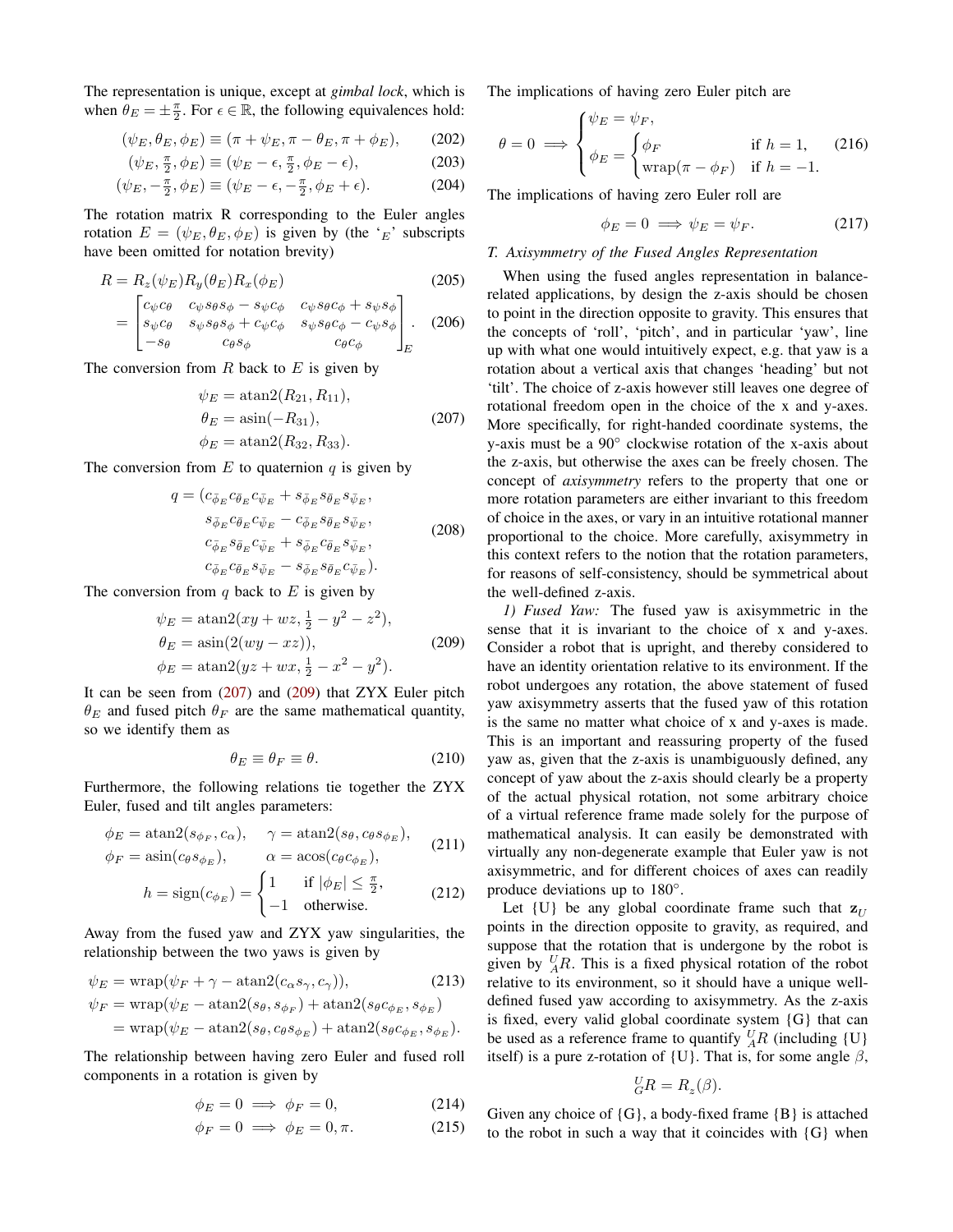The representation is unique, except at *gimbal lock*, which is when $\theta_E = \pm\frac{\pi}{2}$. For $\epsilon \in \mathbb{R}$, the following equivalences hold:

$$(\psi_E, \theta_E, \phi_E) \equiv (\pi + \psi_E, \pi - \theta_E, \pi + \phi_E), \tag{202}$$

$$(\psi_E, \tfrac{\pi}{2}, \phi_E) \equiv (\psi_E - \epsilon, \tfrac{\pi}{2}, \phi_E - \epsilon), \tag{203}$$

$$(\psi_E, -\tfrac{\pi}{2}, \phi_E) \equiv (\psi_E - \epsilon, -\tfrac{\pi}{2}, \phi_E + \epsilon). \tag{204}$$

The rotation matrix R corresponding to the Euler angles rotation $E = (\psi_E, \theta_E, \phi_E)$ is given by (the '$_E$' subscripts have been omitted for notation brevity)

$$R = R_z(\psi_E) R_y(\theta_E) R_x(\phi_E) \tag{205}$$

$$= \begin{bmatrix} c_\psi c_\theta & c_\psi s_\theta s_\phi - s_\psi c_\phi & c_\psi s_\theta c_\phi + s_\psi s_\phi \\ s_\psi c_\theta & s_\psi s_\theta s_\phi + c_\psi c_\phi & s_\psi s_\theta c_\phi - c_\psi s_\phi \\ -s_\theta & c_\theta s_\phi & c_\theta c_\phi \end{bmatrix}_E. \tag{206}$$

The conversion from $R$ back to $E$ is given by

$$\begin{aligned} \psi_E &= \operatorname{atan2}(R_{21}, R_{11}), \\ \theta_E &= \operatorname{asin}(-R_{31}), \\ \phi_E &= \operatorname{atan2}(R_{32}, R_{33}). \end{aligned} \tag{207}$$

The conversion from $E$ to quaternion $q$ is given by

$$\begin{aligned} q = (&c_{\bar{\phi}_E} c_{\bar{\theta}_E} c_{\bar{\psi}_E} + s_{\bar{\phi}_E} s_{\bar{\theta}_E} s_{\bar{\psi}_E}, \\ &s_{\bar{\phi}_E} c_{\bar{\theta}_E} c_{\bar{\psi}_E} - c_{\bar{\phi}_E} s_{\bar{\theta}_E} s_{\bar{\psi}_E}, \\ &c_{\bar{\phi}_E} s_{\bar{\theta}_E} c_{\bar{\psi}_E} + s_{\bar{\phi}_E} c_{\bar{\theta}_E} s_{\bar{\psi}_E}, \\ &c_{\bar{\phi}_E} c_{\bar{\theta}_E} s_{\bar{\psi}_E} - s_{\bar{\phi}_E} s_{\bar{\theta}_E} c_{\bar{\psi}_E}). \end{aligned} \tag{208}$$

The conversion from $q$ back to $E$ is given by

$$\begin{aligned} \psi_E &= \operatorname{atan2}(xy + wz, \tfrac{1}{2} - y^2 - z^2), \\ \theta_E &= \operatorname{asin}(2(wy - xz)), \\ \phi_E &= \operatorname{atan2}(yz + wx, \tfrac{1}{2} - x^2 - y^2). \end{aligned} \tag{209}$$

It can be seen from (207) and (209) that ZYX Euler pitch $\theta_E$ and fused pitch $\theta_F$ are the same mathematical quantity, so we identify them as

$$\theta_E \equiv \theta_F \equiv \theta. \tag{210}$$

Furthermore, the following relations tie together the ZYX Euler, fused and tilt angles parameters:

$$\begin{aligned} \phi_E &= \operatorname{atan2}(s_{\phi_F}, c_\alpha), \quad & \gamma &= \operatorname{atan2}(s_\theta, c_\theta s_{\phi_E}), \\ \phi_F &= \operatorname{asin}(c_\theta s_{\phi_E}), \quad & \alpha &= \operatorname{acos}(c_\theta c_{\phi_E}), \end{aligned} \tag{211}$$

$$h = \operatorname{sign}(c_{\phi_E}) = \begin{cases} 1 & \text{if } |\phi_E| \le \frac{\pi}{2}, \\ -1 & \text{otherwise.} \end{cases} \tag{212}$$

Away from the fused yaw and ZYX yaw singularities, the relationship between the two yaws is given by

$$\psi_E = \operatorname{wrap}(\psi_F + \gamma - \operatorname{atan2}(c_\alpha s_\gamma, c_\gamma)), \tag{213}$$

$$\begin{aligned} \psi_F &= \operatorname{wrap}(\psi_E - \operatorname{atan2}(s_\theta, s_{\phi_F}) + \operatorname{atan2}(s_\theta c_{\phi_E}, s_{\phi_E}) \\ &= \operatorname{wrap}(\psi_E - \operatorname{atan2}(s_\theta, c_\theta s_{\phi_E}) + \operatorname{atan2}(s_\theta c_{\phi_E}, s_{\phi_E}). \end{aligned}$$

The relationship between having zero Euler and fused roll components in a rotation is given by

$$\phi_E = 0 \implies \phi_F = 0, \tag{214}$$

$$\phi_F = 0 \implies \phi_E = 0, \pi. \tag{215}$$

The implications of having zero Euler pitch are

$$\theta = 0 \implies \begin{cases} \psi_E = \psi_F, \\ \phi_E = \begin{cases} \phi_F & \text{if } h = 1, \\ \operatorname{wrap}(\pi - \phi_F) & \text{if } h = -1. \end{cases} \end{cases} \tag{216}$$

The implications of having zero Euler roll are

$$\phi_E = 0 \implies \psi_E = \psi_F. \tag{217}$$

### T. Axisymmetry of the Fused Angles Representation

When using the fused angles representation in balance-related applications, by design the z-axis should be chosen to point in the direction opposite to gravity. This ensures that the concepts of 'roll', 'pitch', and in particular 'yaw', line up with what one would intuitively expect, e.g. that yaw is a rotation about a vertical axis that changes 'heading' but not 'tilt'. The choice of z-axis however still leaves one degree of rotational freedom open in the choice of the x and y-axes. More specifically, for right-handed coordinate systems, the y-axis must be a 90° clockwise rotation of the x-axis about the z-axis, but otherwise the axes can be freely chosen. The concept of *axisymmetry* refers to the property that one or more rotation parameters are either invariant to this freedom of choice in the axes, or vary in an intuitive rotational manner proportional to the choice. More carefully, axisymmetry in this context refers to the notion that the rotation parameters, for reasons of self-consistency, should be symmetrical about the well-defined z-axis.

*1) Fused Yaw:* The fused yaw is axisymmetric in the sense that it is invariant to the choice of x and y-axes. Consider a robot that is upright, and thereby considered to have an identity orientation relative to its environment. If the robot undergoes any rotation, the above statement of fused yaw axisymmetry asserts that the fused yaw of this rotation is the same no matter what choice of x and y-axes is made. This is an important and reassuring property of the fused yaw as, given that the z-axis is unambiguously defined, any concept of yaw about the z-axis should clearly be a property of the actual physical rotation, not some arbitrary choice of a virtual reference frame made solely for the purpose of mathematical analysis. It can easily be demonstrated with virtually any non-degenerate example that Euler yaw is not axisymmetric, and for different choices of axes can readily produce deviations up to 180°.

Let {U} be any global coordinate frame such that $\mathbf{z}_U$ points in the direction opposite to gravity, as required, and suppose that the rotation that is undergone by the robot is given by ${}^U_A R$. This is a fixed physical rotation of the robot relative to its environment, so it should have a unique well-defined fused yaw according to axisymmetry. As the z-axis is fixed, every valid global coordinate system {G} that can be used as a reference frame to quantify ${}^U_A R$ (including {U} itself) is a pure z-rotation of {U}. That is, for some angle $\beta$,

$${}^U_G R = R_z(\beta).$$

Given any choice of {G}, a body-fixed frame {B} is attached to the robot in such a way that it coincides with {G} when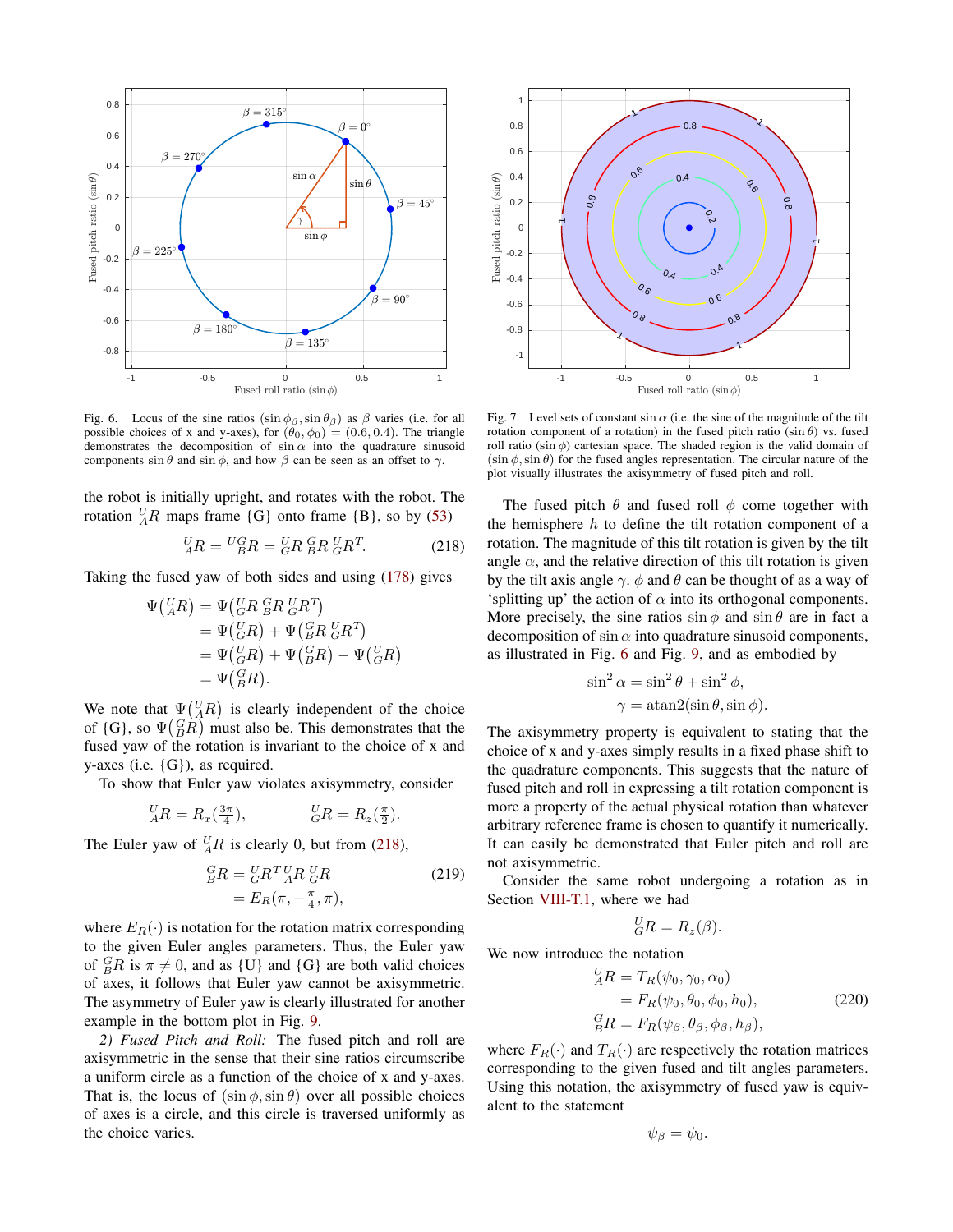Fig. 6. Locus of the sine ratios $(\sin\phi_\beta, \sin\theta_\beta)$ as $\beta$ varies (i.e. for all possible choices of x and y-axes), for $(\theta_0, \phi_0) = (0.6, 0.4)$. The triangle demonstrates the decomposition of $\sin\alpha$ into the quadrature sinusoid components $\sin\theta$ and $\sin\phi$, and how $\beta$ can be seen as an offset to $\gamma$.

Fig. 7. Level sets of constant $\sin\alpha$ (i.e. the sine of the magnitude of the tilt rotation component of a rotation) in the fused pitch ratio $(\sin\theta)$ vs. fused roll ratio $(\sin\phi)$ cartesian space. The shaded region is the valid domain of $(\sin\phi, \sin\theta)$ for the fused angles representation. The circular nature of the plot visually illustrates the axisymmetry of fused pitch and roll.

the robot is initially upright, and rotates with the robot. The rotation ${}^U_A R$ maps frame {G} onto frame {B}, so by (53)

$$ {}^U_A R = {}^{UG}_{\;\;B} R = {}^U_G R \, {}^G_B R \, {}^U_G R^T. \tag{218}$$

Taking the fused yaw of both sides and using (178) gives

$$\begin{aligned}
\Psi({}^U_A R) &= \Psi({}^U_G R \, {}^G_B R \, {}^U_G R^T) \\
&= \Psi({}^U_G R) + \Psi({}^G_B R \, {}^U_G R^T) \\
&= \Psi({}^U_G R) + \Psi({}^G_B R) - \Psi({}^U_G R) \\
&= \Psi({}^G_B R).
\end{aligned}$$

We note that $\Psi({}^U_A R)$ is clearly independent of the choice of {G}, so $\Psi({}^G_B R)$ must also be. This demonstrates that the fused yaw of the rotation is invariant to the choice of x and y-axes (i.e. {G}), as required.

To show that Euler yaw violates axisymmetry, consider

$$ {}^U_A R = R_x(\tfrac{3\pi}{4}), \qquad {}^U_G R = R_z(\tfrac{\pi}{2}).$$

The Euler yaw of ${}^U_A R$ is clearly 0, but from (218),

$$\begin{aligned}
{}^G_B R &= {}^U_G R^T \, {}^U_A R \, {}^U_G R \\
&= E_R(\pi, -\tfrac{\pi}{4}, \pi),
\end{aligned} \tag{219}$$

where $E_R(\cdot)$ is notation for the rotation matrix corresponding to the given Euler angles parameters. Thus, the Euler yaw of ${}^G_B R$ is $\pi \neq 0$, and as {U} and {G} are both valid choices of axes, it follows that Euler yaw cannot be axisymmetric. The asymmetry of Euler yaw is clearly illustrated for another example in the bottom plot in Fig. 9.

*2) Fused Pitch and Roll:* The fused pitch and roll are axisymmetric in the sense that their sine ratios circumscribe a uniform circle as a function of the choice of x and y-axes. That is, the locus of $(\sin\phi, \sin\theta)$ over all possible choices of axes is a circle, and this circle is traversed uniformly as the choice varies.

The fused pitch $\theta$ and fused roll $\phi$ come together with the hemisphere $h$ to define the tilt rotation component of a rotation. The magnitude of this tilt rotation is given by the tilt angle $\alpha$, and the relative direction of this tilt rotation is given by the tilt axis angle $\gamma$. $\phi$ and $\theta$ can be thought of as a way of 'splitting up' the action of $\alpha$ into its orthogonal components. More precisely, the sine ratios $\sin\phi$ and $\sin\theta$ are in fact a decomposition of $\sin\alpha$ into quadrature sinusoid components, as illustrated in Fig. 6 and Fig. 9, and as embodied by

$$\begin{aligned}
\sin^2\alpha &= \sin^2\theta + \sin^2\phi, \\
\gamma &= \operatorname{atan2}(\sin\theta, \sin\phi).
\end{aligned}$$

The axisymmetry property is equivalent to stating that the choice of x and y-axes simply results in a fixed phase shift to the quadrature components. This suggests that the nature of fused pitch and roll in expressing a tilt rotation component is more a property of the actual physical rotation than whatever arbitrary reference frame is chosen to quantify it numerically. It can easily be demonstrated that Euler pitch and roll are not axisymmetric.

Consider the same robot undergoing a rotation as in Section VIII-T.1, where we had

$$ {}^U_G R = R_z(\beta).$$

We now introduce the notation

$$\begin{aligned}
{}^U_A R &= T_R(\psi_0, \gamma_0, \alpha_0) \\
&= F_R(\psi_0, \theta_0, \phi_0, h_0), \\
{}^G_B R &= F_R(\psi_\beta, \theta_\beta, \phi_\beta, h_\beta),
\end{aligned} \tag{220}$$

where $F_R(\cdot)$ and $T_R(\cdot)$ are respectively the rotation matrices corresponding to the given fused and tilt angles parameters. Using this notation, the axisymmetry of fused yaw is equivalent to the statement

$$\psi_\beta = \psi_0.$$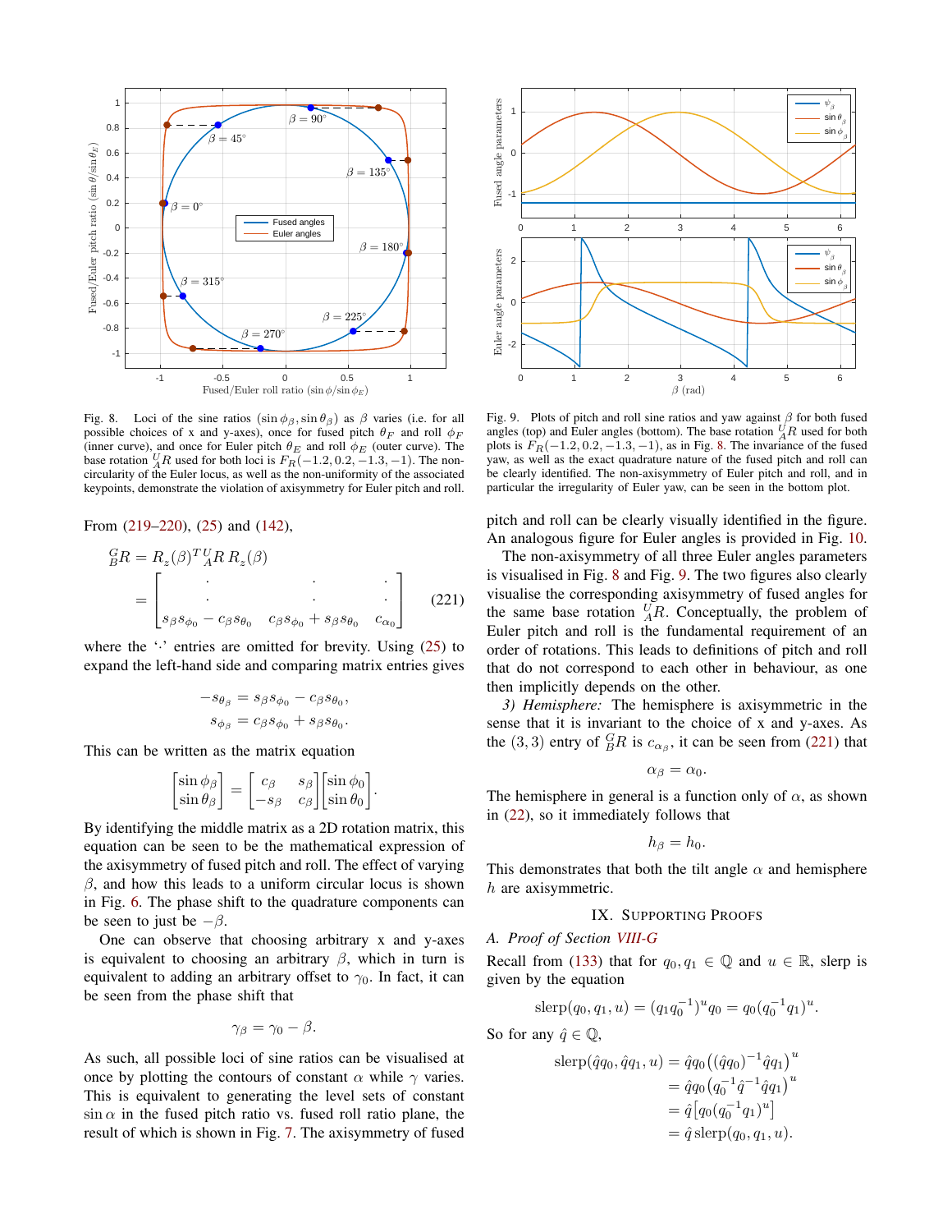Fig. 8. Loci of the sine ratios $(\sin\phi_\beta, \sin\theta_\beta)$ as $\beta$ varies (i.e. for all possible choices of x and y-axes), once for fused pitch $\theta_F$ and roll $\phi_F$ (inner curve), and once for Euler pitch $\theta_E$ and roll $\phi_E$ (outer curve). The base rotation ${}^U_AR$ used for both loci is $F_R(-1.2, 0.2, -1.3, -1)$. The non-circularity of the Euler locus, as well as the non-uniformity of the associated keypoints, demonstrate the violation of axisymmetry for Euler pitch and roll.

From (219–220), (25) and (142),

$$
\begin{aligned}
{}^G_BR &= R_z(\beta)^T\, {}^U_AR\, R_z(\beta) \\
&= \begin{bmatrix} \cdot & \cdot & \cdot \\ \cdot & \cdot & \cdot \\ s_\beta s_{\phi_0} - c_\beta s_{\theta_0} & c_\beta s_{\phi_0} + s_\beta s_{\theta_0} & c_{\alpha_0} \end{bmatrix}
\end{aligned} \tag{221}
$$

where the '·' entries are omitted for brevity. Using (25) to expand the left-hand side and comparing matrix entries gives

$$
\begin{aligned}
-s_{\theta_\beta} &= s_\beta s_{\phi_0} - c_\beta s_{\theta_0}, \\
s_{\phi_\beta} &= c_\beta s_{\phi_0} + s_\beta s_{\theta_0}.
\end{aligned}
$$

This can be written as the matrix equation

$$
\begin{bmatrix} \sin\phi_\beta \\ \sin\theta_\beta \end{bmatrix} = \begin{bmatrix} c_\beta & s_\beta \\ -s_\beta & c_\beta \end{bmatrix} \begin{bmatrix} \sin\phi_0 \\ \sin\theta_0 \end{bmatrix}.
$$

By identifying the middle matrix as a 2D rotation matrix, this equation can be seen to be the mathematical expression of the axisymmetry of fused pitch and roll. The effect of varying $\beta$, and how this leads to a uniform circular locus is shown in Fig. 6. The phase shift to the quadrature components can be seen to be just be $-\beta$.

One can observe that choosing arbitrary x and y-axes is equivalent to choosing an arbitrary $\beta$, which in turn is equivalent to adding an arbitrary offset to $\gamma_0$. In fact, it can be seen from the phase shift that

$$
\gamma_\beta = \gamma_0 - \beta.
$$

As such, all possible loci of sine ratios can be visualised at once by plotting the contours of constant $\alpha$ while $\gamma$ varies. This is equivalent to generating the level sets of constant $\sin\alpha$ in the fused pitch ratio vs. fused roll ratio plane, the result of which is shown in Fig. 7. The axisymmetry of fused

Fig. 9. Plots of pitch and roll sine ratios and yaw against $\beta$ for both fused angles (top) and Euler angles (bottom). The base rotation ${}^U_AR$ used for both plots is $F_R(-1.2, 0.2, -1.3, -1)$, as in Fig. 8. The invariance of the fused yaw, as well as the exact quadrature nature of the fused pitch and roll can be clearly identified. The non-axisymmetry of Euler pitch and roll, and in particular the irregularity of Euler yaw, can be seen in the bottom plot.

pitch and roll can be clearly visually identified in the figure. An analogous figure for Euler angles is provided in Fig. 10.

The non-axisymmetry of all three Euler angles parameters is visualised in Fig. 8 and Fig. 9. The two figures also clearly visualise the corresponding axisymmetry of fused angles for the same base rotation ${}^U_AR$. Conceptually, the problem of Euler pitch and roll is the fundamental requirement of an order of rotations. This leads to definitions of pitch and roll that do not correspond to each other in behaviour, as one then implicitly depends on the other.

*3) Hemisphere:* The hemisphere is axisymmetric in the sense that it is invariant to the choice of x and y-axes. As the $(3,3)$ entry of ${}^G_BR$ is $c_{\alpha_\beta}$, it can be seen from (221) that

$$
\alpha_\beta = \alpha_0.
$$

The hemisphere in general is a function only of $\alpha$, as shown in (22), so it immediately follows that

$$
h_\beta = h_0.
$$

This demonstrates that both the tilt angle $\alpha$ and hemisphere $h$ are axisymmetric.

## IX. Supporting Proofs

### A. Proof of Section VIII-G

Recall from (133) that for $q_0, q_1 \in \mathbb{Q}$ and $u \in \mathbb{R}$, slerp is given by the equation

$$
\operatorname{slerp}(q_0, q_1, u) = (q_1 q_0^{-1})^u q_0 = q_0 (q_0^{-1} q_1)^u.
$$

So for any $\hat{q} \in \mathbb{Q}$,

$$
\begin{aligned}
\operatorname{slerp}(\hat{q}q_0, \hat{q}q_1, u) &= \hat{q}q_0\big((\hat{q}q_0)^{-1}\hat{q}q_1\big)^u \\
&= \hat{q}q_0\big(q_0^{-1}\hat{q}^{-1}\hat{q}q_1\big)^u \\
&= \hat{q}\big[q_0(q_0^{-1}q_1)^u\big] \\
&= \hat{q}\operatorname{slerp}(q_0, q_1, u).
\end{aligned}
$$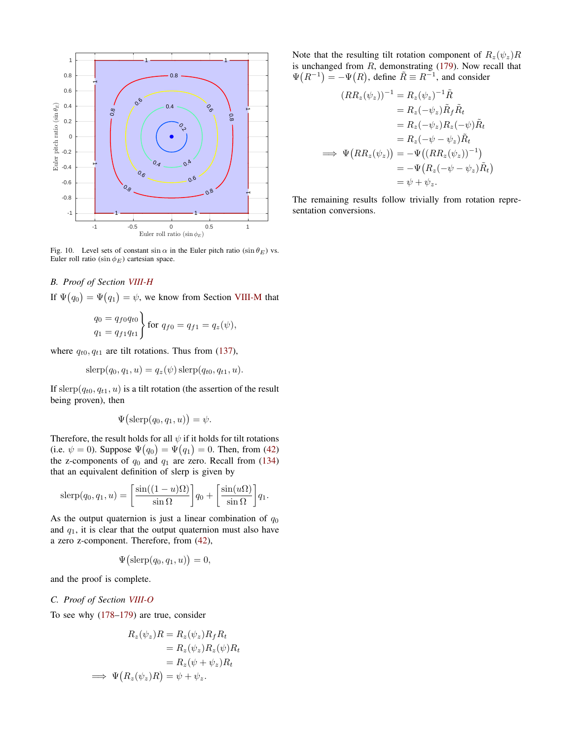1
0.8
0.6
0.4
0.2
0
-0.2
-0.4
-0.6
-0.8
-1

-1
-0.5
0
0.5
1

Euler roll ratio ($\sin\phi_E$)

Euler pitch ratio ($\sin\theta_E$)

Fig. 10. Level sets of constant $\sin\alpha$ in the Euler pitch ratio ($\sin\theta_E$) vs. Euler roll ratio ($\sin\phi_E$) cartesian space.

### B. Proof of Section VIII-H

If $\Psi(q_0) = \Psi(q_1) = \psi$, we know from Section VIII-M that

$$\left.\begin{aligned} q_0 &= q_{f0} q_{t0} \\ q_1 &= q_{f1} q_{t1} \end{aligned}\right\} \text{for } q_{f0} = q_{f1} = q_z(\psi),$$

where $q_{t0}, q_{t1}$ are tilt rotations. Thus from (137),

$$\operatorname{slerp}(q_0, q_1, u) = q_z(\psi)\operatorname{slerp}(q_{t0}, q_{t1}, u).$$

If $\operatorname{slerp}(q_{t0}, q_{t1}, u)$ is a tilt rotation (the assertion of the result being proven), then

$$\Psi\big(\operatorname{slerp}(q_0, q_1, u)\big) = \psi.$$

Therefore, the result holds for all $\psi$ if it holds for tilt rotations (i.e. $\psi = 0$). Suppose $\Psi(q_0) = \Psi(q_1) = 0$. Then, from (42) the z-components of $q_0$ and $q_1$ are zero. Recall from (134) that an equivalent definition of slerp is given by

$$\operatorname{slerp}(q_0, q_1, u) = \left[\frac{\sin((1-u)\Omega)}{\sin\Omega}\right] q_0 + \left[\frac{\sin(u\Omega)}{\sin\Omega}\right] q_1.$$

As the output quaternion is just a linear combination of $q_0$ and $q_1$, it is clear that the output quaternion must also have a zero z-component. Therefore, from (42),

$$\Psi\big(\operatorname{slerp}(q_0, q_1, u)\big) = 0,$$

and the proof is complete.

### C. Proof of Section VIII-O

To see why (178–179) are true, consider

$$\begin{aligned} R_z(\psi_z)R &= R_z(\psi_z)R_f R_t \\ &= R_z(\psi_z)R_z(\psi)R_t \\ &= R_z(\psi + \psi_z)R_t \\ \implies \Psi\big(R_z(\psi_z)R\big) &= \psi + \psi_z. \end{aligned}$$

Note that the resulting tilt rotation component of $R_z(\psi_z)R$ is unchanged from $R$, demonstrating (179). Now recall that $\Psi(R^{-1}) = -\Psi(R)$, define $\tilde{R} \equiv R^{-1}$, and consider

$$\begin{aligned} (RR_z(\psi_z))^{-1} &= R_z(\psi_z)^{-1}\tilde{R} \\ &= R_z(-\psi_z)\tilde{R}_f\tilde{R}_t \\ &= R_z(-\psi_z)R_z(-\psi)\tilde{R}_t \\ &= R_z(-\psi - \psi_z)\tilde{R}_t \\ \implies \Psi\big(RR_z(\psi_z)\big) &= -\Psi\big((RR_z(\psi_z))^{-1}\big) \\ &= -\Psi\big(R_z(-\psi - \psi_z)\tilde{R}_t\big) \\ &= \psi + \psi_z. \end{aligned}$$

The remaining results follow trivially from rotation representation conversions.